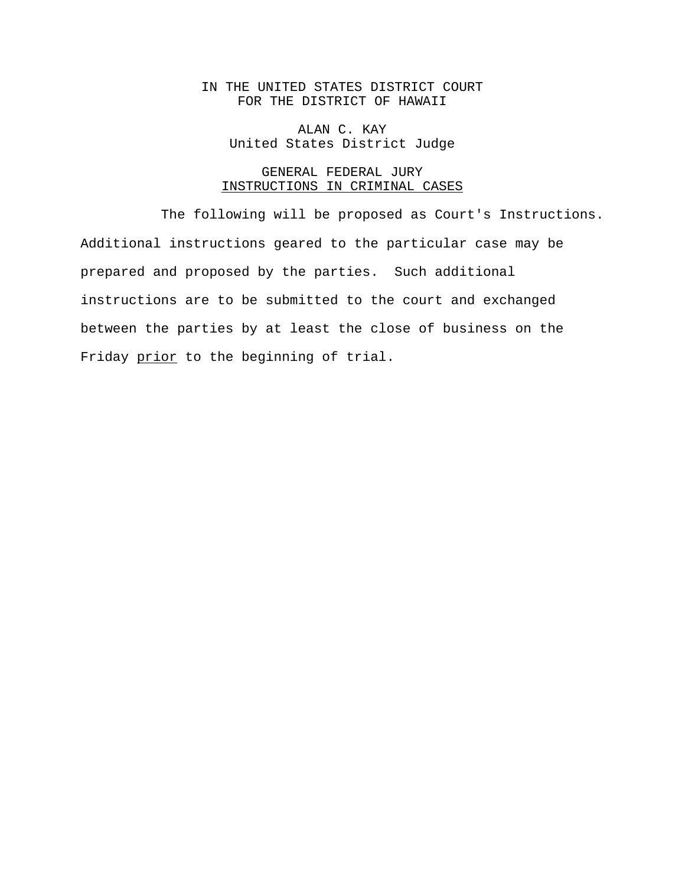IN THE UNITED STATES DISTRICT COURT
FOR THE DISTRICT OF HAWAII

ALAN C. KAY
United States District Judge

# GENERAL FEDERAL JURY INSTRUCTIONS IN CRIMINAL CASES

The following will be proposed as Court's Instructions. Additional instructions geared to the particular case may be prepared and proposed by the parties. Such additional instructions are to be submitted to the court and exchanged between the parties by at least the close of business on the Friday prior to the beginning of trial.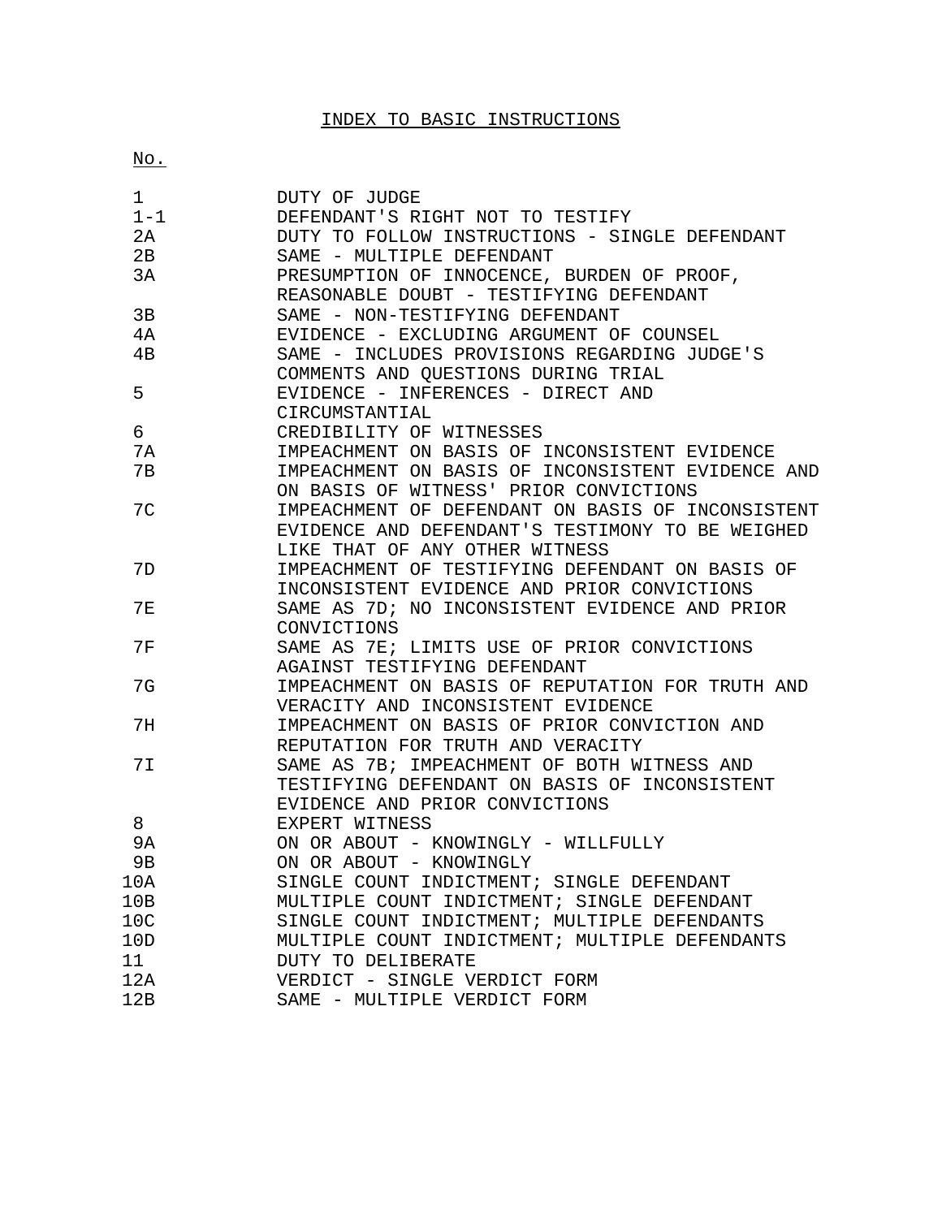# INDEX TO BASIC INSTRUCTIONS

| No. | |
|---|---|
| 1 | DUTY OF JUDGE |
| 1-1 | DEFENDANT'S RIGHT NOT TO TESTIFY |
| 2A | DUTY TO FOLLOW INSTRUCTIONS - SINGLE DEFENDANT |
| 2B | SAME - MULTIPLE DEFENDANT |
| 3A | PRESUMPTION OF INNOCENCE, BURDEN OF PROOF, REASONABLE DOUBT - TESTIFYING DEFENDANT |
| 3B | SAME - NON-TESTIFYING DEFENDANT |
| 4A | EVIDENCE - EXCLUDING ARGUMENT OF COUNSEL |
| 4B | SAME - INCLUDES PROVISIONS REGARDING JUDGE'S COMMENTS AND QUESTIONS DURING TRIAL |
| 5 | EVIDENCE - INFERENCES - DIRECT AND CIRCUMSTANTIAL |
| 6 | CREDIBILITY OF WITNESSES |
| 7A | IMPEACHMENT ON BASIS OF INCONSISTENT EVIDENCE |
| 7B | IMPEACHMENT ON BASIS OF INCONSISTENT EVIDENCE AND ON BASIS OF WITNESS' PRIOR CONVICTIONS |
| 7C | IMPEACHMENT OF DEFENDANT ON BASIS OF INCONSISTENT EVIDENCE AND DEFENDANT'S TESTIMONY TO BE WEIGHED LIKE THAT OF ANY OTHER WITNESS |
| 7D | IMPEACHMENT OF TESTIFYING DEFENDANT ON BASIS OF INCONSISTENT EVIDENCE AND PRIOR CONVICTIONS |
| 7E | SAME AS 7D; NO INCONSISTENT EVIDENCE AND PRIOR CONVICTIONS |
| 7F | SAME AS 7E; LIMITS USE OF PRIOR CONVICTIONS AGAINST TESTIFYING DEFENDANT |
| 7G | IMPEACHMENT ON BASIS OF REPUTATION FOR TRUTH AND VERACITY AND INCONSISTENT EVIDENCE |
| 7H | IMPEACHMENT ON BASIS OF PRIOR CONVICTION AND REPUTATION FOR TRUTH AND VERACITY |
| 7I | SAME AS 7B; IMPEACHMENT OF BOTH WITNESS AND TESTIFYING DEFENDANT ON BASIS OF INCONSISTENT EVIDENCE AND PRIOR CONVICTIONS |
| 8 | EXPERT WITNESS |
| 9A | ON OR ABOUT - KNOWINGLY - WILLFULLY |
| 9B | ON OR ABOUT - KNOWINGLY |
| 10A | SINGLE COUNT INDICTMENT; SINGLE DEFENDANT |
| 10B | MULTIPLE COUNT INDICTMENT; SINGLE DEFENDANT |
| 10C | SINGLE COUNT INDICTMENT; MULTIPLE DEFENDANTS |
| 10D | MULTIPLE COUNT INDICTMENT; MULTIPLE DEFENDANTS |
| 11 | DUTY TO DELIBERATE |
| 12A | VERDICT - SINGLE VERDICT FORM |
| 12B | SAME - MULTIPLE VERDICT FORM |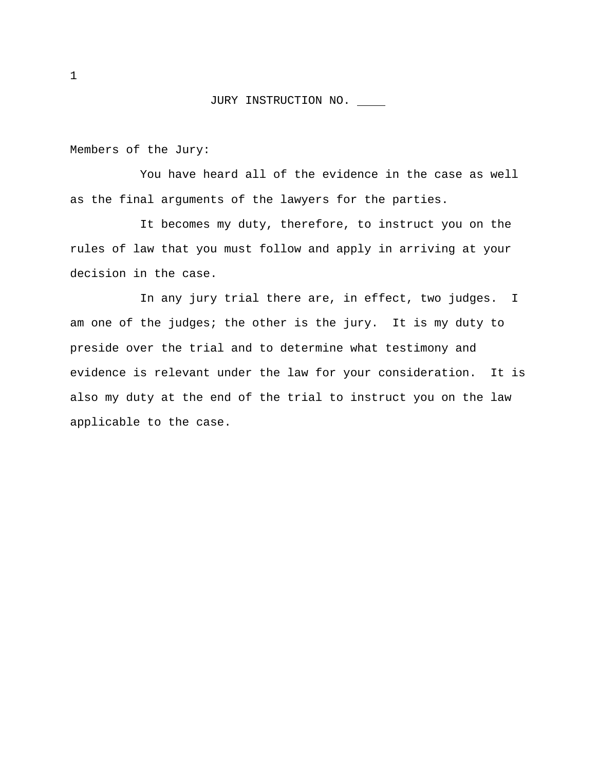JURY INSTRUCTION NO. ____

Members of the Jury:

You have heard all of the evidence in the case as well as the final arguments of the lawyers for the parties.

It becomes my duty, therefore, to instruct you on the rules of law that you must follow and apply in arriving at your decision in the case.

In any jury trial there are, in effect, two judges. I am one of the judges; the other is the jury. It is my duty to preside over the trial and to determine what testimony and evidence is relevant under the law for your consideration. It is also my duty at the end of the trial to instruct you on the law applicable to the case.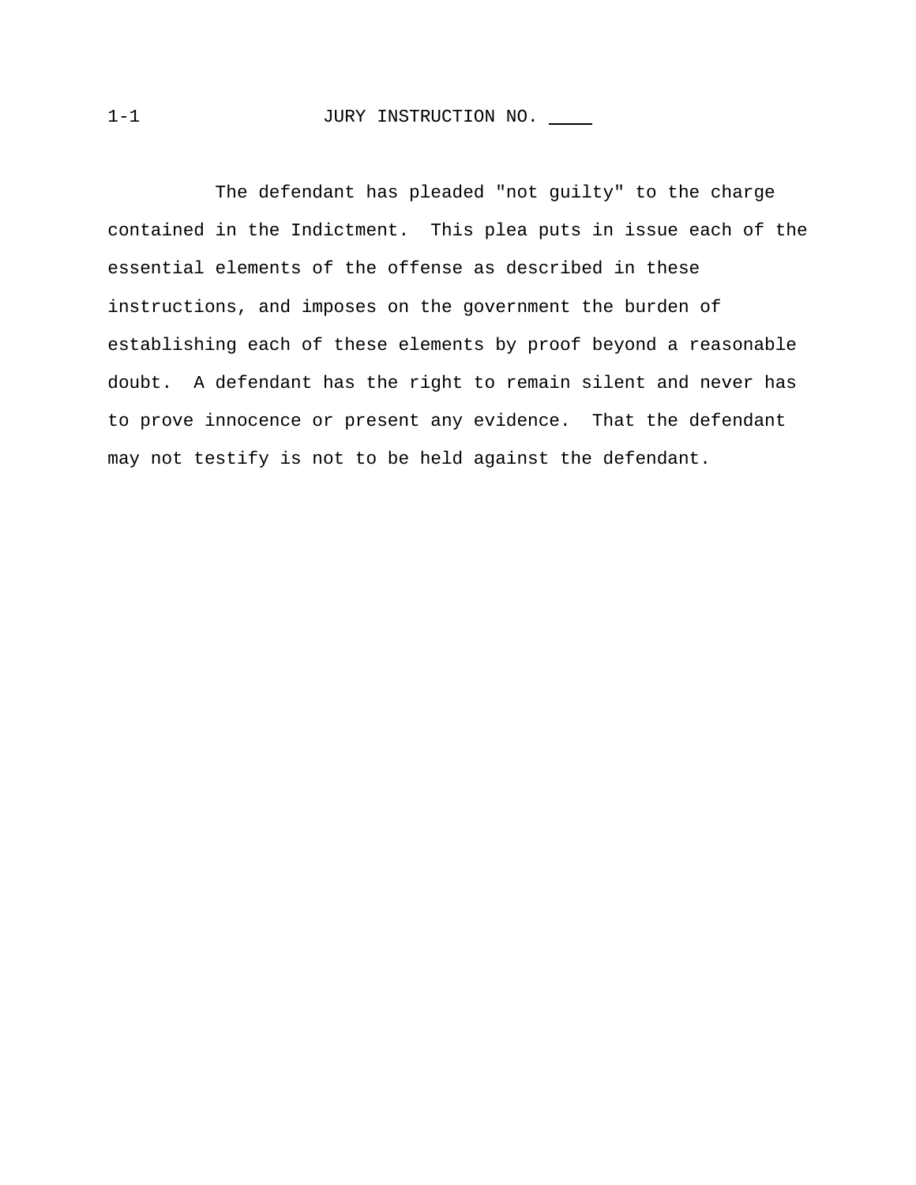1-1 JURY INSTRUCTION NO. ____

The defendant has pleaded "not guilty" to the charge contained in the Indictment. This plea puts in issue each of the essential elements of the offense as described in these instructions, and imposes on the government the burden of establishing each of these elements by proof beyond a reasonable doubt. A defendant has the right to remain silent and never has to prove innocence or present any evidence. That the defendant may not testify is not to be held against the defendant.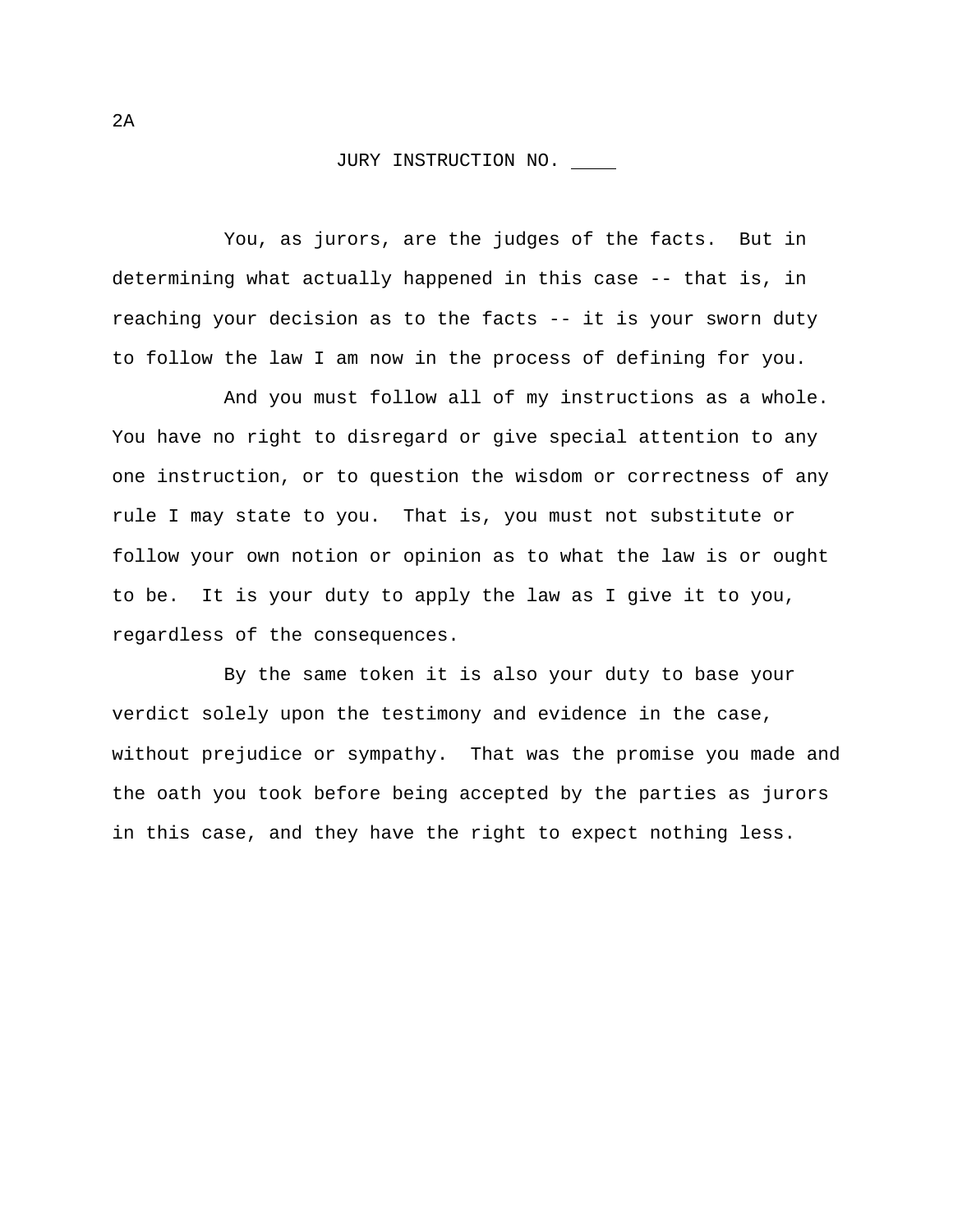2A

## JURY INSTRUCTION NO. ____

You, as jurors, are the judges of the facts. But in determining what actually happened in this case -- that is, in reaching your decision as to the facts -- it is your sworn duty to follow the law I am now in the process of defining for you.

And you must follow all of my instructions as a whole. You have no right to disregard or give special attention to any one instruction, or to question the wisdom or correctness of any rule I may state to you. That is, you must not substitute or follow your own notion or opinion as to what the law is or ought to be. It is your duty to apply the law as I give it to you, regardless of the consequences.

By the same token it is also your duty to base your verdict solely upon the testimony and evidence in the case, without prejudice or sympathy. That was the promise you made and the oath you took before being accepted by the parties as jurors in this case, and they have the right to expect nothing less.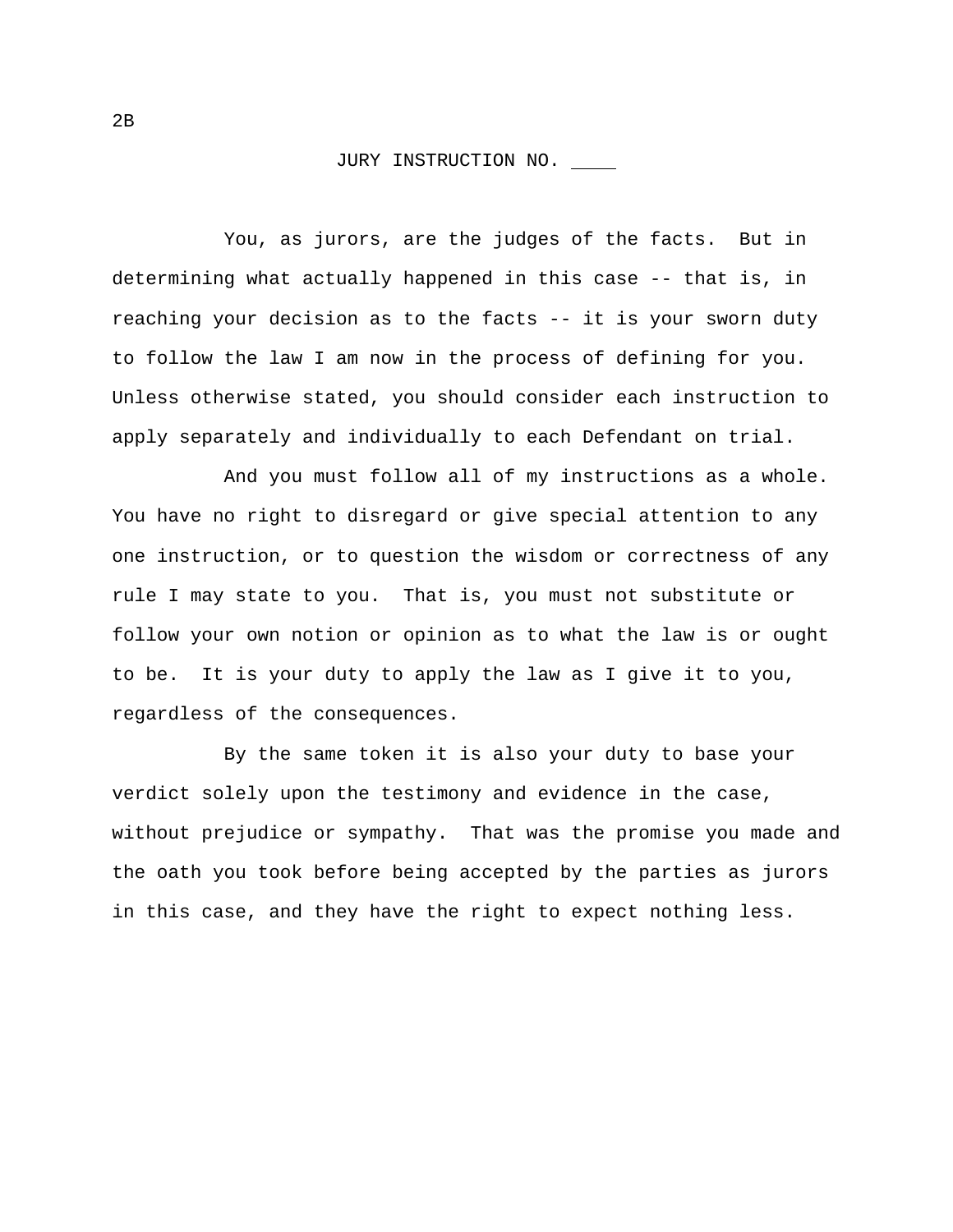2B

JURY INSTRUCTION NO. ____

You, as jurors, are the judges of the facts. But in determining what actually happened in this case -- that is, in reaching your decision as to the facts -- it is your sworn duty to follow the law I am now in the process of defining for you. Unless otherwise stated, you should consider each instruction to apply separately and individually to each Defendant on trial.

And you must follow all of my instructions as a whole. You have no right to disregard or give special attention to any one instruction, or to question the wisdom or correctness of any rule I may state to you. That is, you must not substitute or follow your own notion or opinion as to what the law is or ought to be. It is your duty to apply the law as I give it to you, regardless of the consequences.

By the same token it is also your duty to base your verdict solely upon the testimony and evidence in the case, without prejudice or sympathy. That was the promise you made and the oath you took before being accepted by the parties as jurors in this case, and they have the right to expect nothing less.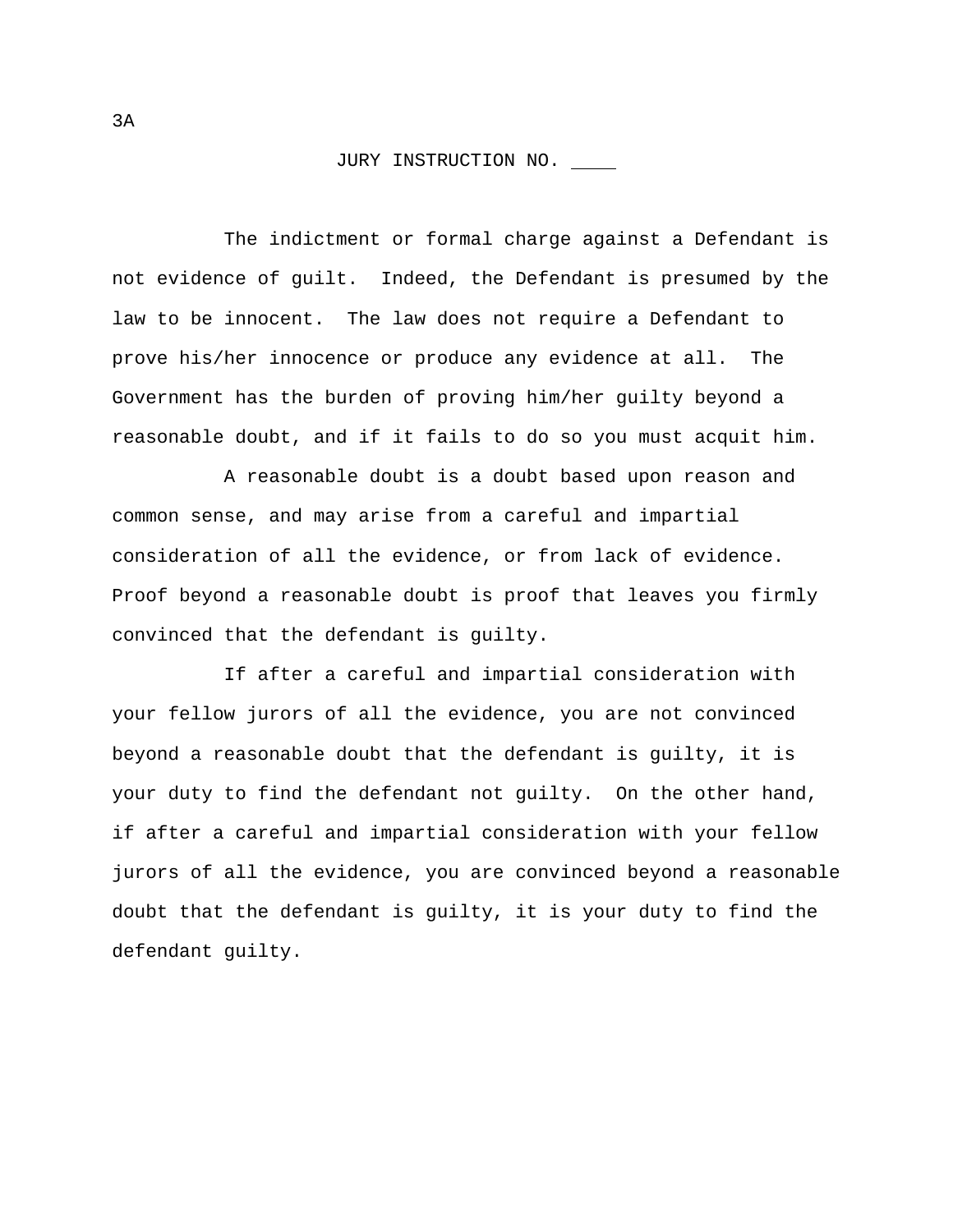3A

JURY INSTRUCTION NO. ____

The indictment or formal charge against a Defendant is not evidence of guilt. Indeed, the Defendant is presumed by the law to be innocent. The law does not require a Defendant to prove his/her innocence or produce any evidence at all. The Government has the burden of proving him/her guilty beyond a reasonable doubt, and if it fails to do so you must acquit him.

A reasonable doubt is a doubt based upon reason and common sense, and may arise from a careful and impartial consideration of all the evidence, or from lack of evidence. Proof beyond a reasonable doubt is proof that leaves you firmly convinced that the defendant is guilty.

If after a careful and impartial consideration with your fellow jurors of all the evidence, you are not convinced beyond a reasonable doubt that the defendant is guilty, it is your duty to find the defendant not guilty. On the other hand, if after a careful and impartial consideration with your fellow jurors of all the evidence, you are convinced beyond a reasonable doubt that the defendant is guilty, it is your duty to find the defendant guilty.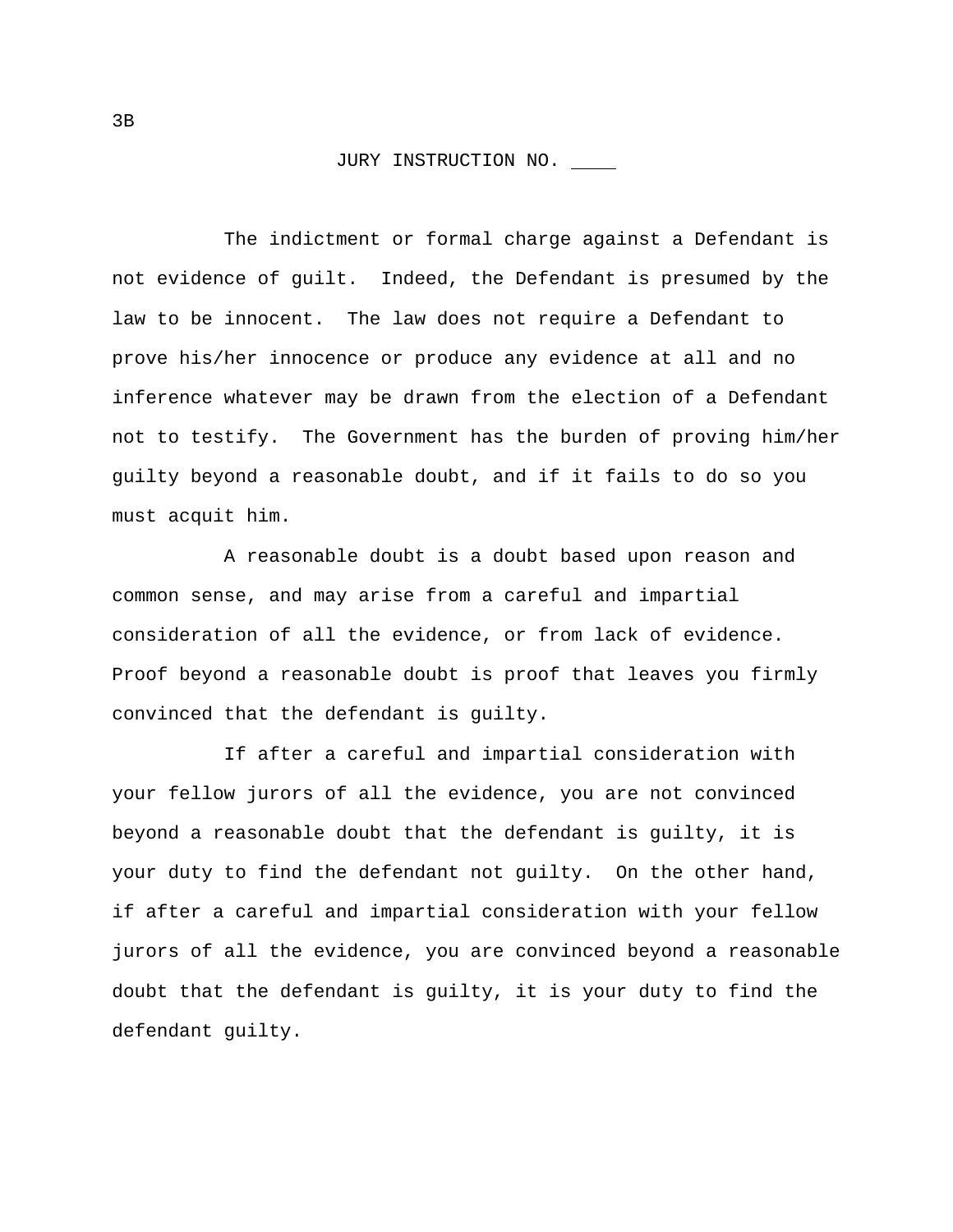3B

JURY INSTRUCTION NO. ____

The indictment or formal charge against a Defendant is not evidence of guilt. Indeed, the Defendant is presumed by the law to be innocent. The law does not require a Defendant to prove his/her innocence or produce any evidence at all and no inference whatever may be drawn from the election of a Defendant not to testify. The Government has the burden of proving him/her guilty beyond a reasonable doubt, and if it fails to do so you must acquit him.

A reasonable doubt is a doubt based upon reason and common sense, and may arise from a careful and impartial consideration of all the evidence, or from lack of evidence. Proof beyond a reasonable doubt is proof that leaves you firmly convinced that the defendant is guilty.

If after a careful and impartial consideration with your fellow jurors of all the evidence, you are not convinced beyond a reasonable doubt that the defendant is guilty, it is your duty to find the defendant not guilty. On the other hand, if after a careful and impartial consideration with your fellow jurors of all the evidence, you are convinced beyond a reasonable doubt that the defendant is guilty, it is your duty to find the defendant guilty.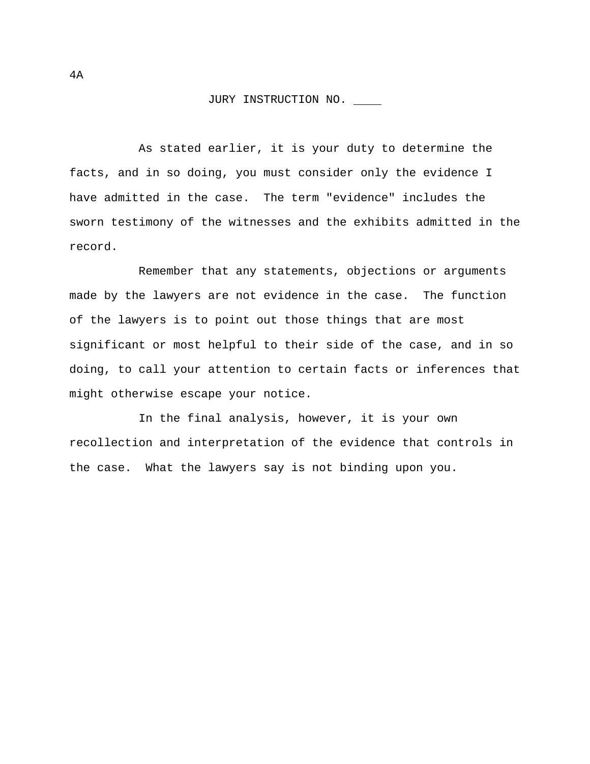4A

JURY INSTRUCTION NO. ____

As stated earlier, it is your duty to determine the facts, and in so doing, you must consider only the evidence I have admitted in the case. The term "evidence" includes the sworn testimony of the witnesses and the exhibits admitted in the record.

Remember that any statements, objections or arguments made by the lawyers are not evidence in the case. The function of the lawyers is to point out those things that are most significant or most helpful to their side of the case, and in so doing, to call your attention to certain facts or inferences that might otherwise escape your notice.

In the final analysis, however, it is your own recollection and interpretation of the evidence that controls in the case. What the lawyers say is not binding upon you.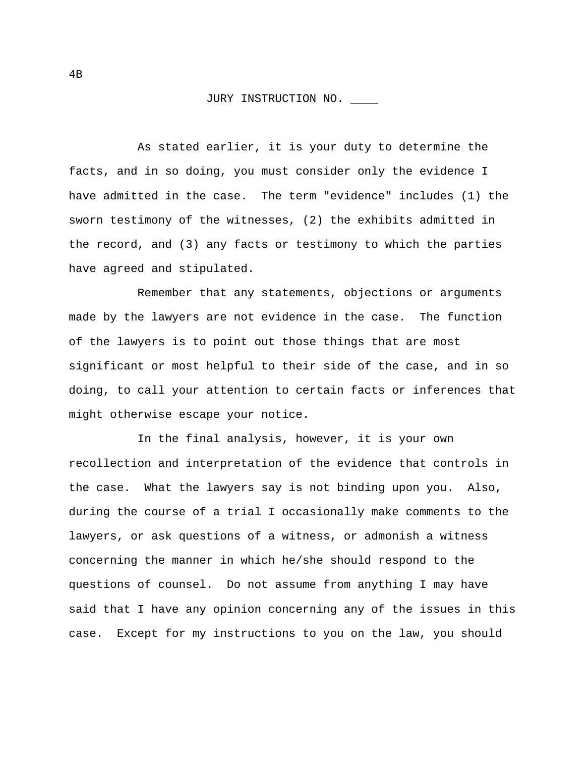4B

JURY INSTRUCTION NO. ____

As stated earlier, it is your duty to determine the facts, and in so doing, you must consider only the evidence I have admitted in the case. The term "evidence" includes (1) the sworn testimony of the witnesses, (2) the exhibits admitted in the record, and (3) any facts or testimony to which the parties have agreed and stipulated.

Remember that any statements, objections or arguments made by the lawyers are not evidence in the case. The function of the lawyers is to point out those things that are most significant or most helpful to their side of the case, and in so doing, to call your attention to certain facts or inferences that might otherwise escape your notice.

In the final analysis, however, it is your own recollection and interpretation of the evidence that controls in the case. What the lawyers say is not binding upon you. Also, during the course of a trial I occasionally make comments to the lawyers, or ask questions of a witness, or admonish a witness concerning the manner in which he/she should respond to the questions of counsel. Do not assume from anything I may have said that I have any opinion concerning any of the issues in this case. Except for my instructions to you on the law, you should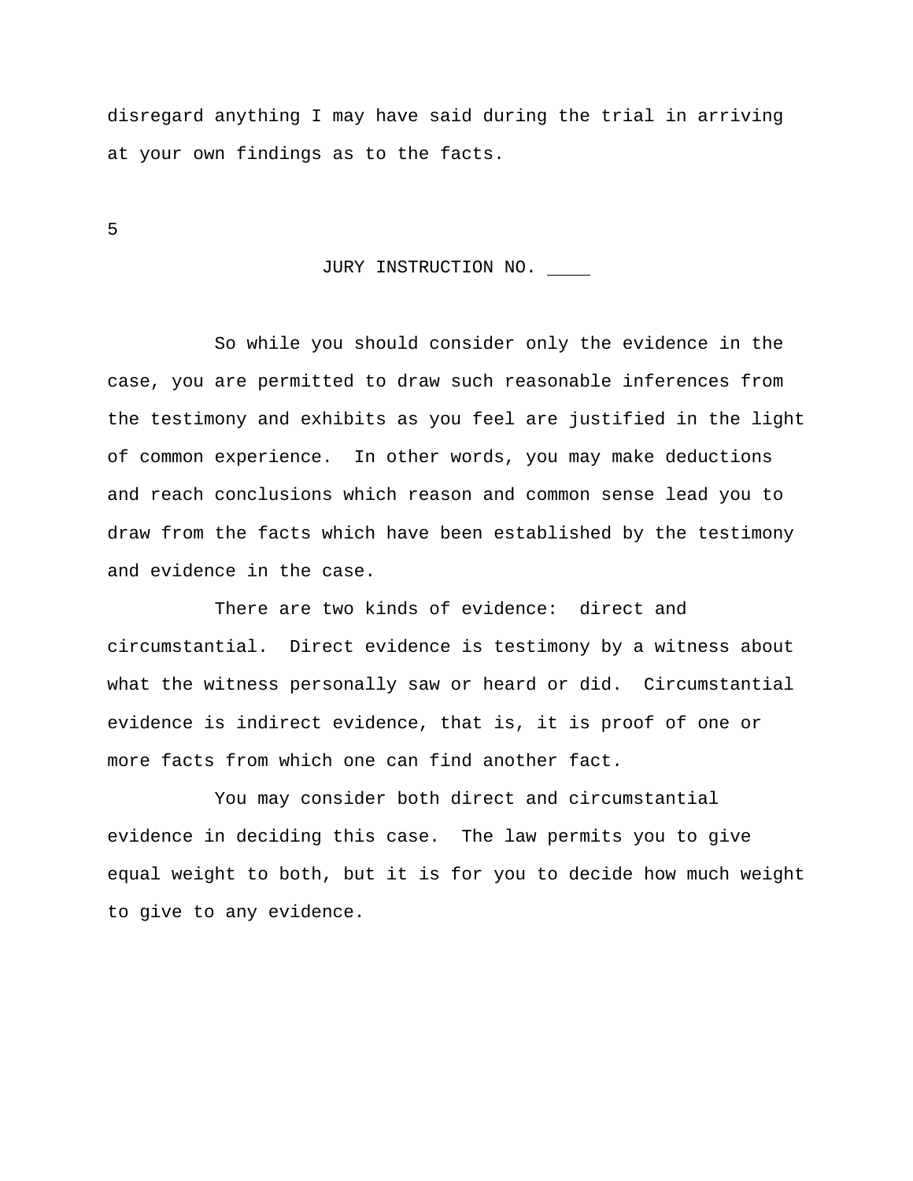disregard anything I may have said during the trial in arriving at your own findings as to the facts.

5

JURY INSTRUCTION NO. ____

So while you should consider only the evidence in the case, you are permitted to draw such reasonable inferences from the testimony and exhibits as you feel are justified in the light of common experience. In other words, you may make deductions and reach conclusions which reason and common sense lead you to draw from the facts which have been established by the testimony and evidence in the case.

There are two kinds of evidence: direct and circumstantial. Direct evidence is testimony by a witness about what the witness personally saw or heard or did. Circumstantial evidence is indirect evidence, that is, it is proof of one or more facts from which one can find another fact.

You may consider both direct and circumstantial evidence in deciding this case. The law permits you to give equal weight to both, but it is for you to decide how much weight to give to any evidence.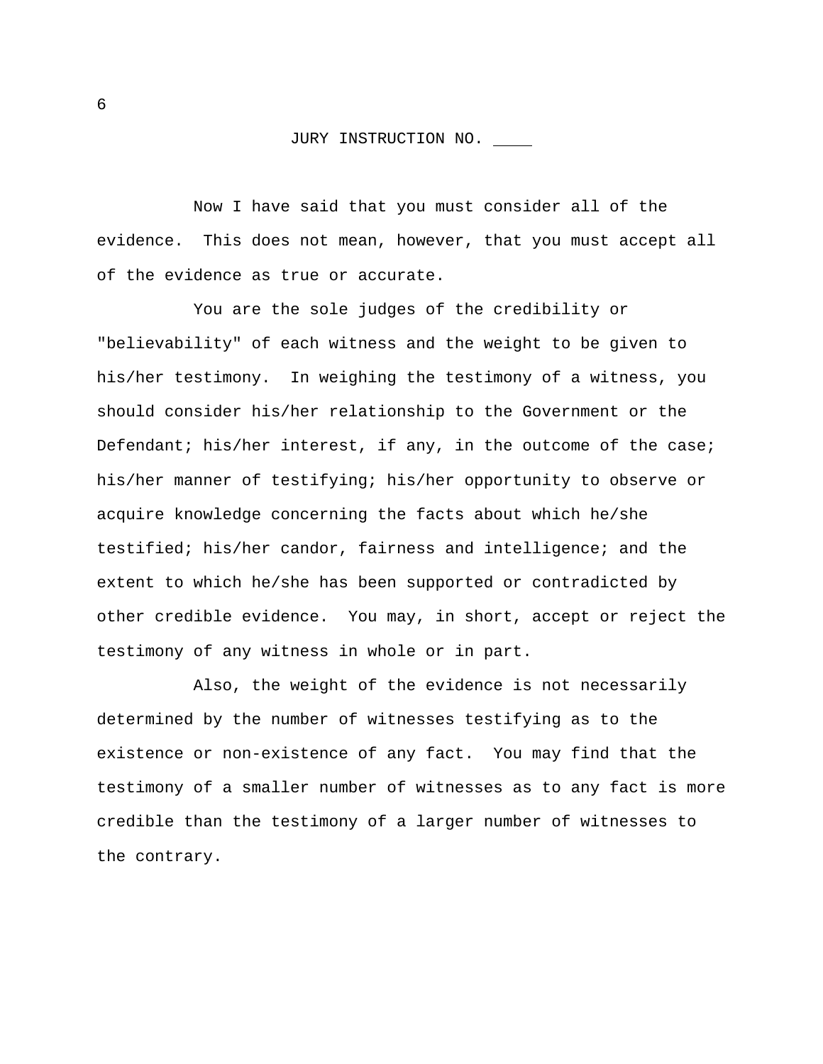JURY INSTRUCTION NO. ____

Now I have said that you must consider all of the evidence. This does not mean, however, that you must accept all of the evidence as true or accurate.

You are the sole judges of the credibility or "believability" of each witness and the weight to be given to his/her testimony. In weighing the testimony of a witness, you should consider his/her relationship to the Government or the Defendant; his/her interest, if any, in the outcome of the case; his/her manner of testifying; his/her opportunity to observe or acquire knowledge concerning the facts about which he/she testified; his/her candor, fairness and intelligence; and the extent to which he/she has been supported or contradicted by other credible evidence. You may, in short, accept or reject the testimony of any witness in whole or in part.

Also, the weight of the evidence is not necessarily determined by the number of witnesses testifying as to the existence or non-existence of any fact. You may find that the testimony of a smaller number of witnesses as to any fact is more credible than the testimony of a larger number of witnesses to the contrary.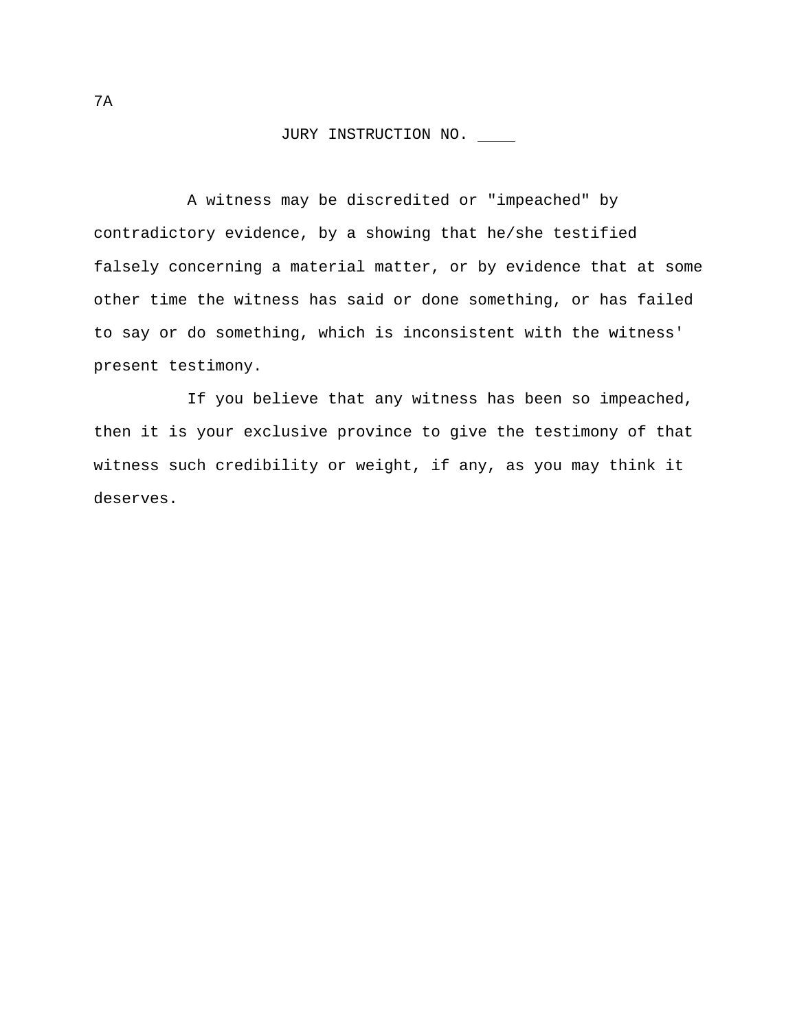7A

JURY INSTRUCTION NO. ____

A witness may be discredited or "impeached" by contradictory evidence, by a showing that he/she testified falsely concerning a material matter, or by evidence that at some other time the witness has said or done something, or has failed to say or do something, which is inconsistent with the witness' present testimony.

If you believe that any witness has been so impeached, then it is your exclusive province to give the testimony of that witness such credibility or weight, if any, as you may think it deserves.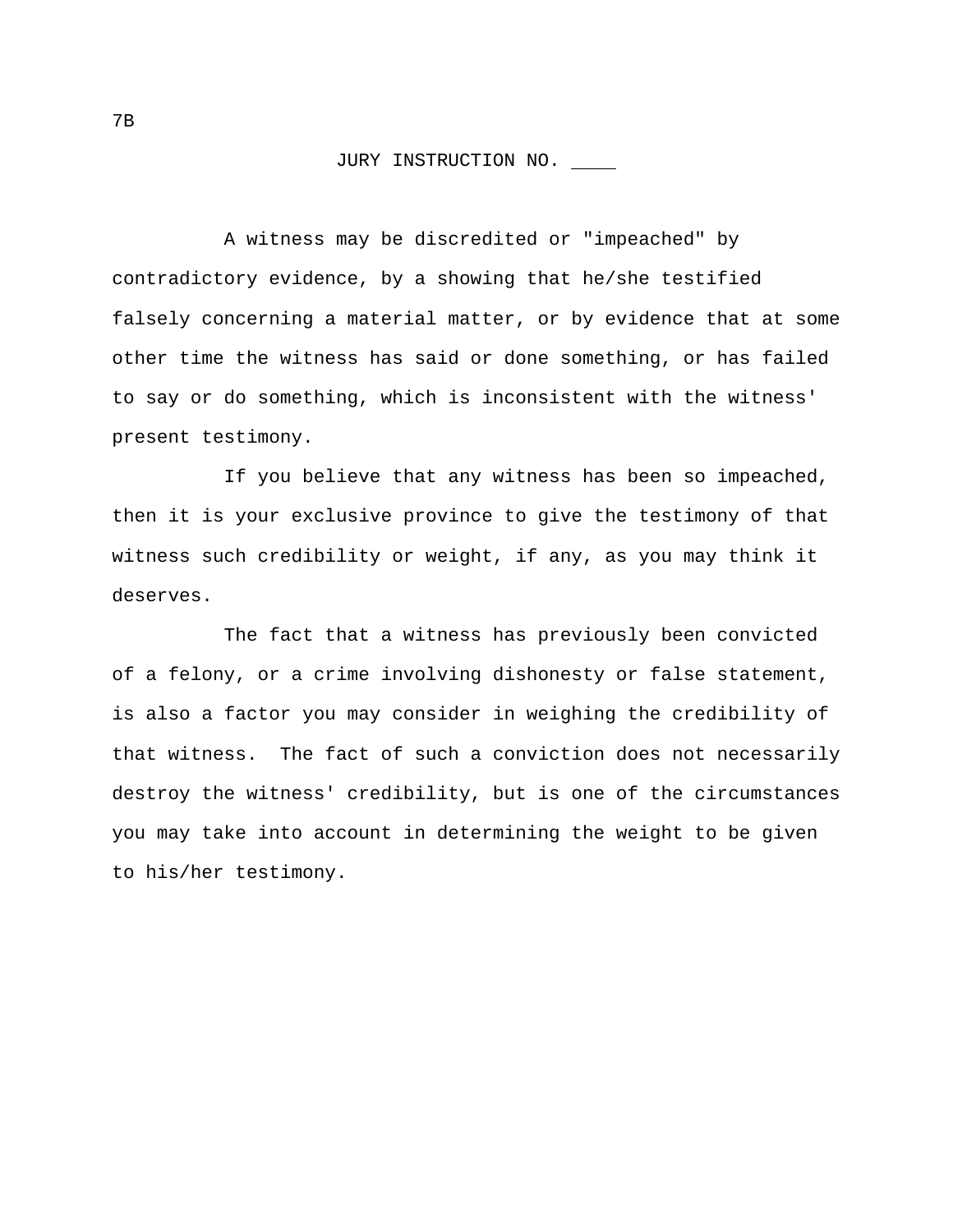7B

JURY INSTRUCTION NO. ____

A witness may be discredited or "impeached" by contradictory evidence, by a showing that he/she testified falsely concerning a material matter, or by evidence that at some other time the witness has said or done something, or has failed to say or do something, which is inconsistent with the witness' present testimony.

If you believe that any witness has been so impeached, then it is your exclusive province to give the testimony of that witness such credibility or weight, if any, as you may think it deserves.

The fact that a witness has previously been convicted of a felony, or a crime involving dishonesty or false statement, is also a factor you may consider in weighing the credibility of that witness. The fact of such a conviction does not necessarily destroy the witness' credibility, but is one of the circumstances you may take into account in determining the weight to be given to his/her testimony.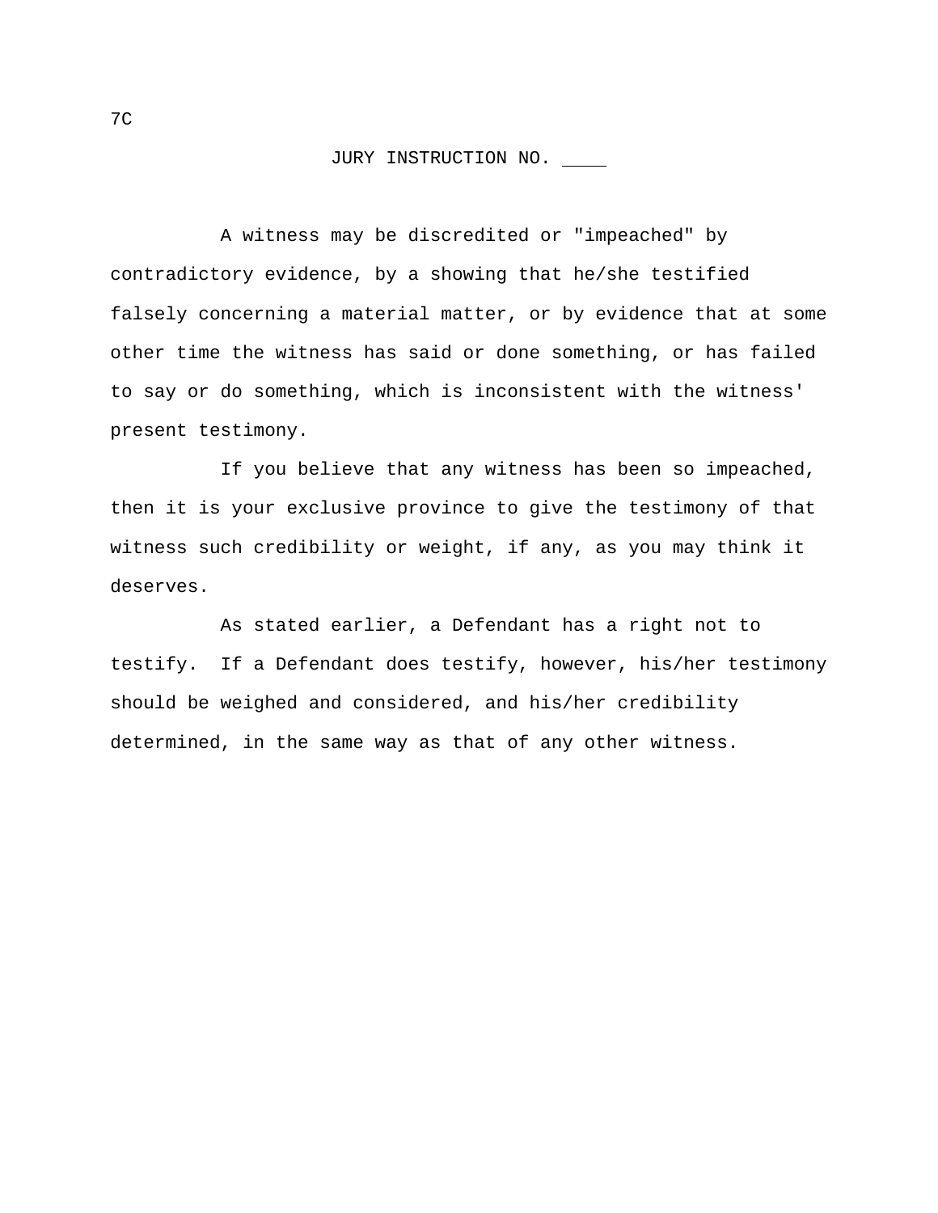7C

JURY INSTRUCTION NO. ____

A witness may be discredited or "impeached" by contradictory evidence, by a showing that he/she testified falsely concerning a material matter, or by evidence that at some other time the witness has said or done something, or has failed to say or do something, which is inconsistent with the witness' present testimony.

If you believe that any witness has been so impeached, then it is your exclusive province to give the testimony of that witness such credibility or weight, if any, as you may think it deserves.

As stated earlier, a Defendant has a right not to testify. If a Defendant does testify, however, his/her testimony should be weighed and considered, and his/her credibility determined, in the same way as that of any other witness.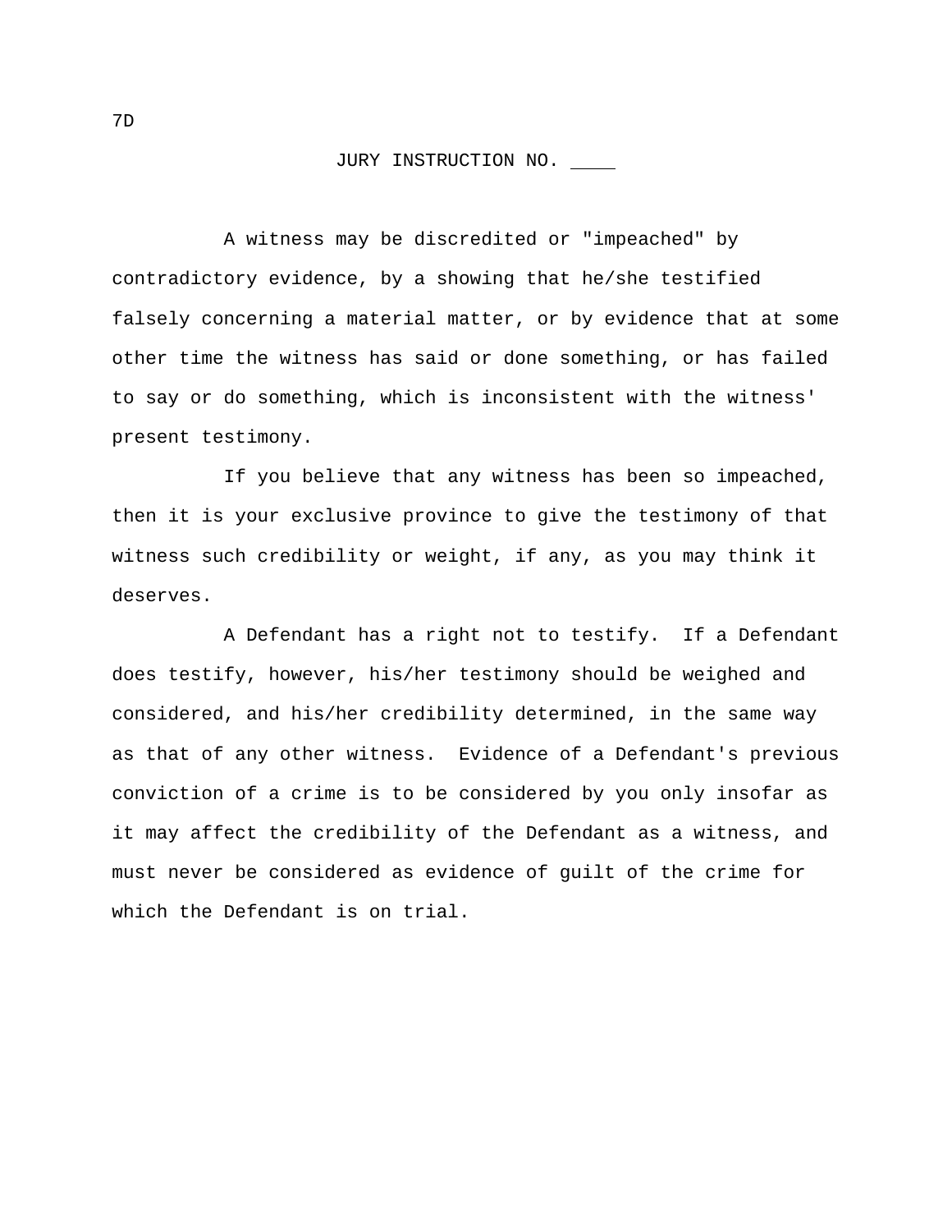7D

# JURY INSTRUCTION NO. ____

A witness may be discredited or "impeached" by contradictory evidence, by a showing that he/she testified falsely concerning a material matter, or by evidence that at some other time the witness has said or done something, or has failed to say or do something, which is inconsistent with the witness' present testimony.

If you believe that any witness has been so impeached, then it is your exclusive province to give the testimony of that witness such credibility or weight, if any, as you may think it deserves.

A Defendant has a right not to testify. If a Defendant does testify, however, his/her testimony should be weighed and considered, and his/her credibility determined, in the same way as that of any other witness. Evidence of a Defendant's previous conviction of a crime is to be considered by you only insofar as it may affect the credibility of the Defendant as a witness, and must never be considered as evidence of guilt of the crime for which the Defendant is on trial.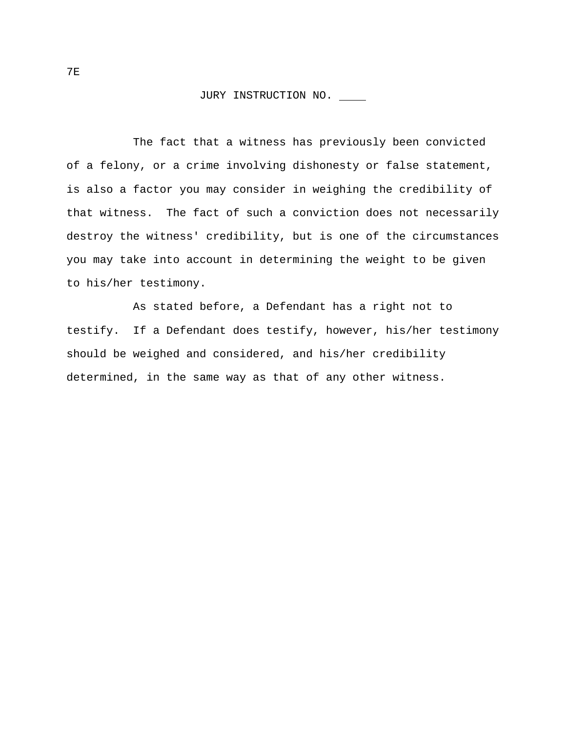7E

JURY INSTRUCTION NO. ____

The fact that a witness has previously been convicted of a felony, or a crime involving dishonesty or false statement, is also a factor you may consider in weighing the credibility of that witness. The fact of such a conviction does not necessarily destroy the witness' credibility, but is one of the circumstances you may take into account in determining the weight to be given to his/her testimony.

As stated before, a Defendant has a right not to testify. If a Defendant does testify, however, his/her testimony should be weighed and considered, and his/her credibility determined, in the same way as that of any other witness.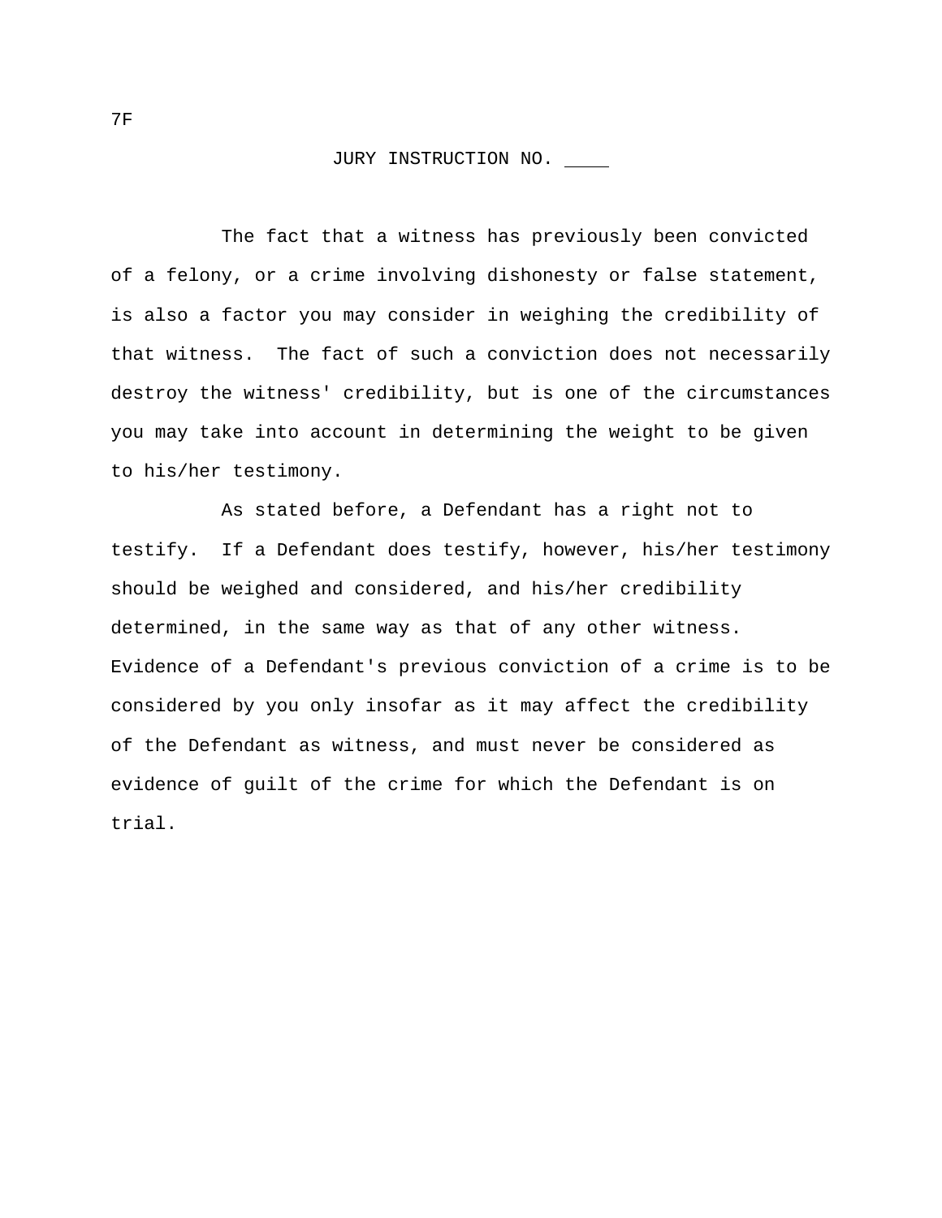7F

JURY INSTRUCTION NO. ____

The fact that a witness has previously been convicted of a felony, or a crime involving dishonesty or false statement, is also a factor you may consider in weighing the credibility of that witness. The fact of such a conviction does not necessarily destroy the witness' credibility, but is one of the circumstances you may take into account in determining the weight to be given to his/her testimony.

As stated before, a Defendant has a right not to testify. If a Defendant does testify, however, his/her testimony should be weighed and considered, and his/her credibility determined, in the same way as that of any other witness. Evidence of a Defendant's previous conviction of a crime is to be considered by you only insofar as it may affect the credibility of the Defendant as witness, and must never be considered as evidence of guilt of the crime for which the Defendant is on trial.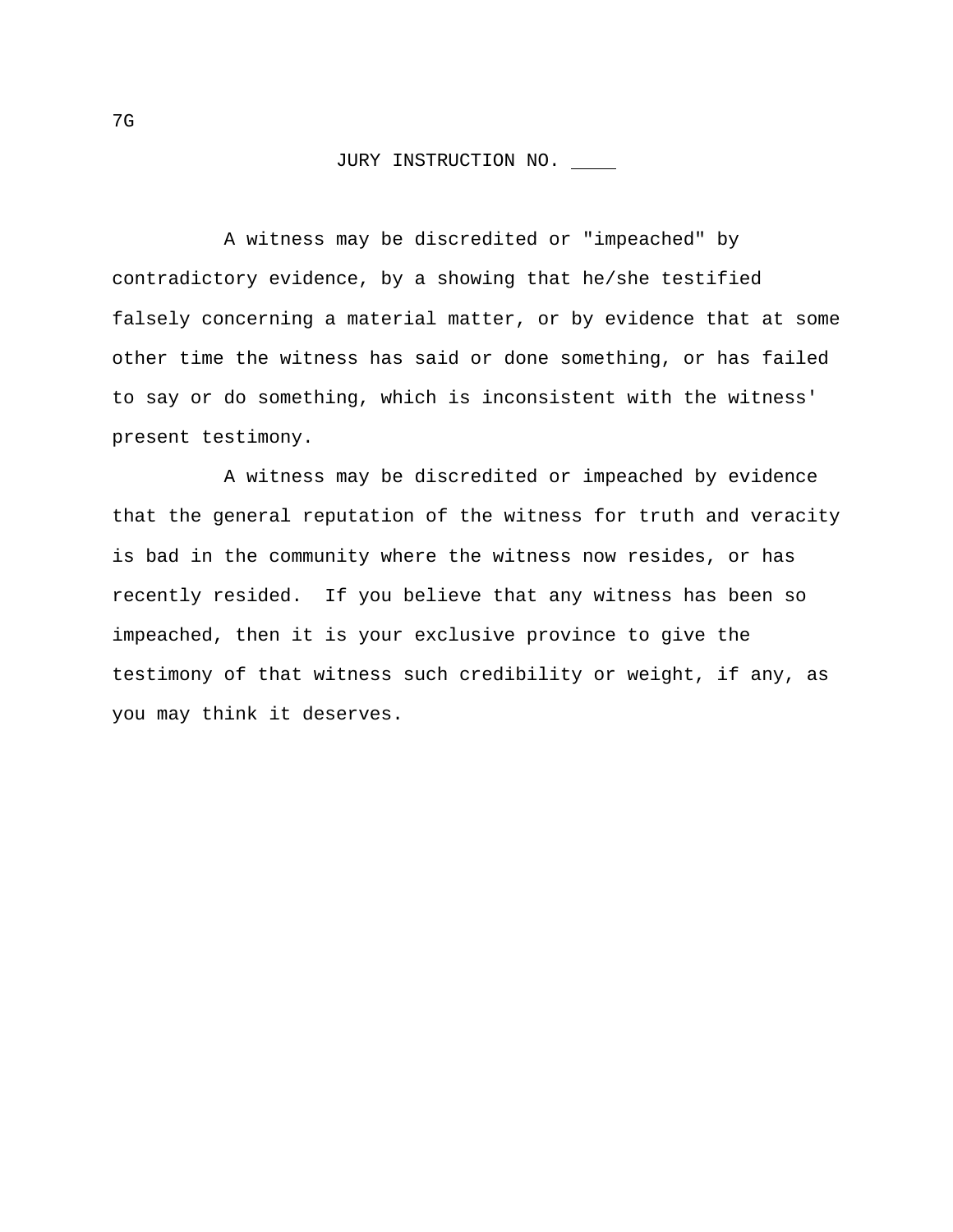7G

JURY INSTRUCTION NO. ____

A witness may be discredited or "impeached" by contradictory evidence, by a showing that he/she testified falsely concerning a material matter, or by evidence that at some other time the witness has said or done something, or has failed to say or do something, which is inconsistent with the witness' present testimony.

A witness may be discredited or impeached by evidence that the general reputation of the witness for truth and veracity is bad in the community where the witness now resides, or has recently resided. If you believe that any witness has been so impeached, then it is your exclusive province to give the testimony of that witness such credibility or weight, if any, as you may think it deserves.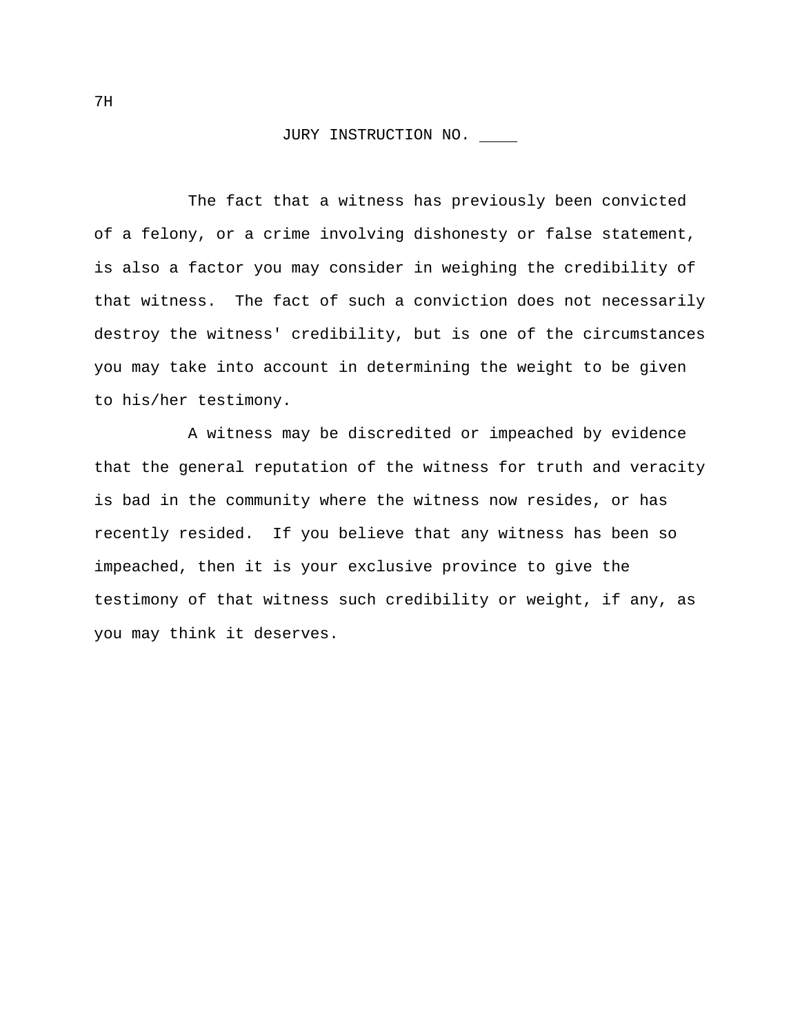7H

JURY INSTRUCTION NO. ____

The fact that a witness has previously been convicted of a felony, or a crime involving dishonesty or false statement, is also a factor you may consider in weighing the credibility of that witness. The fact of such a conviction does not necessarily destroy the witness' credibility, but is one of the circumstances you may take into account in determining the weight to be given to his/her testimony.

A witness may be discredited or impeached by evidence that the general reputation of the witness for truth and veracity is bad in the community where the witness now resides, or has recently resided. If you believe that any witness has been so impeached, then it is your exclusive province to give the testimony of that witness such credibility or weight, if any, as you may think it deserves.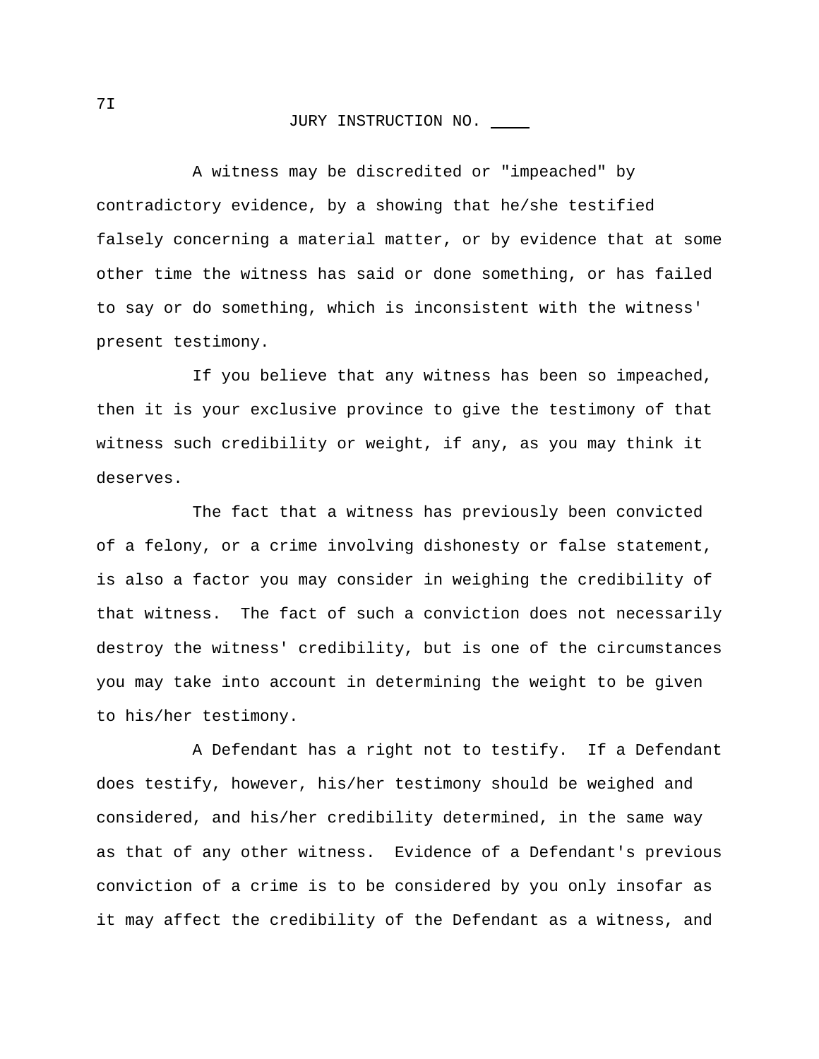7I

# JURY INSTRUCTION NO. ____

A witness may be discredited or "impeached" by contradictory evidence, by a showing that he/she testified falsely concerning a material matter, or by evidence that at some other time the witness has said or done something, or has failed to say or do something, which is inconsistent with the witness' present testimony.

If you believe that any witness has been so impeached, then it is your exclusive province to give the testimony of that witness such credibility or weight, if any, as you may think it deserves.

The fact that a witness has previously been convicted of a felony, or a crime involving dishonesty or false statement, is also a factor you may consider in weighing the credibility of that witness. The fact of such a conviction does not necessarily destroy the witness' credibility, but is one of the circumstances you may take into account in determining the weight to be given to his/her testimony.

A Defendant has a right not to testify. If a Defendant does testify, however, his/her testimony should be weighed and considered, and his/her credibility determined, in the same way as that of any other witness. Evidence of a Defendant's previous conviction of a crime is to be considered by you only insofar as it may affect the credibility of the Defendant as a witness, and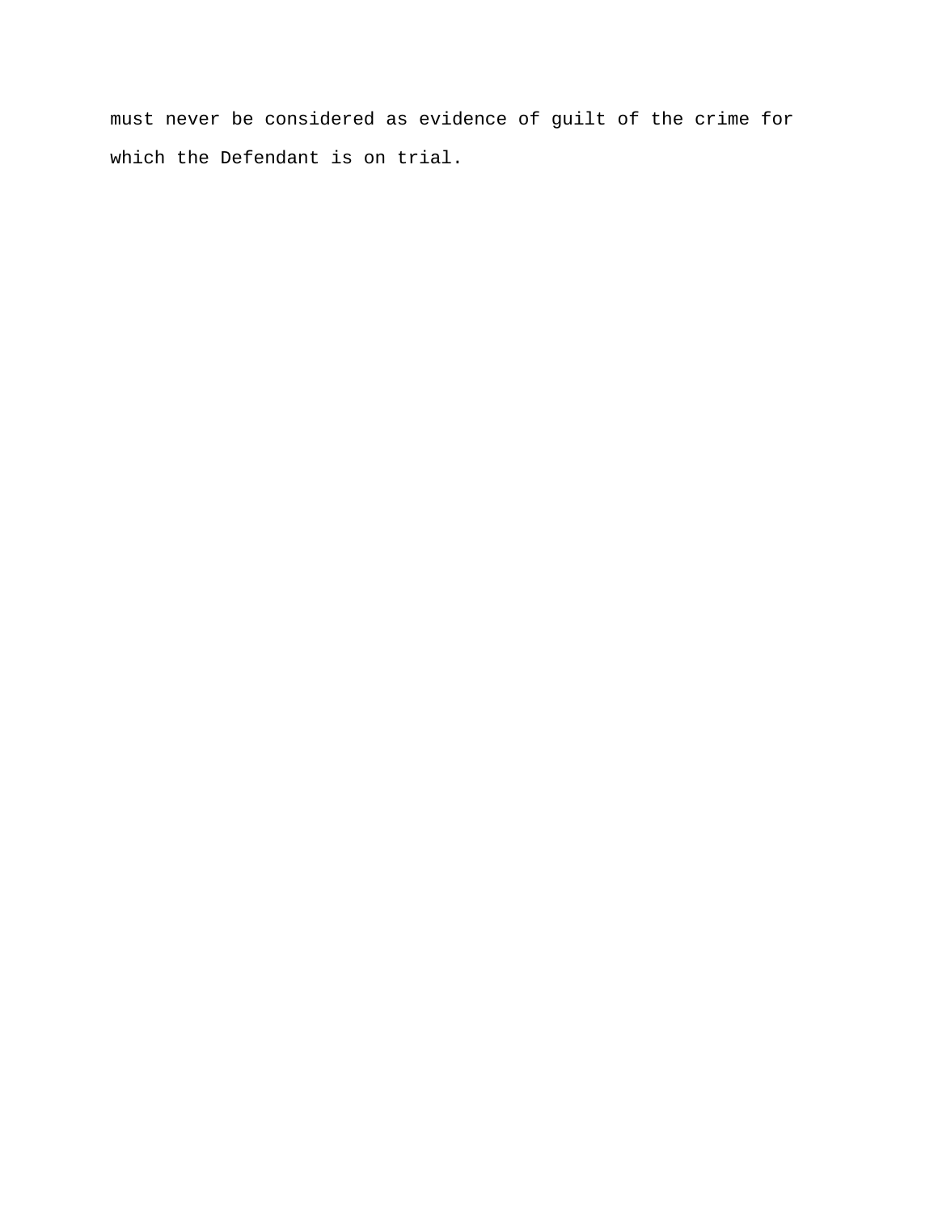must never be considered as evidence of guilt of the crime for which the Defendant is on trial.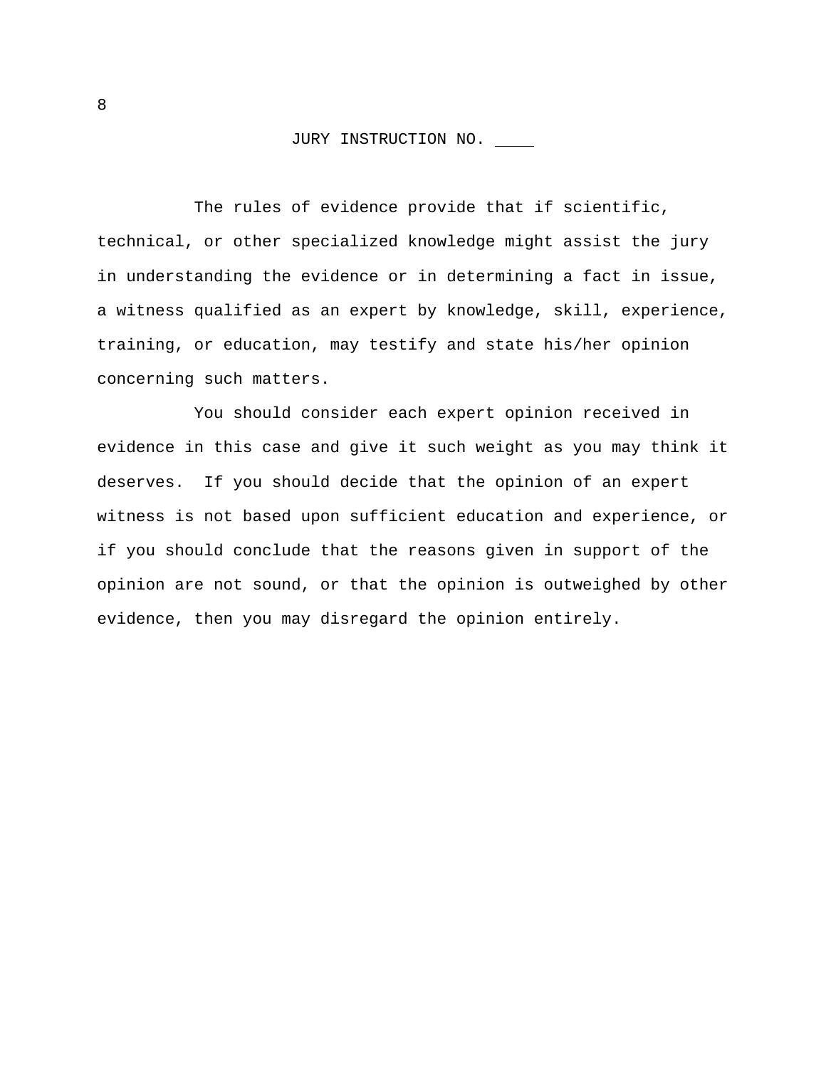JURY INSTRUCTION NO. ____

The rules of evidence provide that if scientific, technical, or other specialized knowledge might assist the jury in understanding the evidence or in determining a fact in issue, a witness qualified as an expert by knowledge, skill, experience, training, or education, may testify and state his/her opinion concerning such matters.

You should consider each expert opinion received in evidence in this case and give it such weight as you may think it deserves. If you should decide that the opinion of an expert witness is not based upon sufficient education and experience, or if you should conclude that the reasons given in support of the opinion are not sound, or that the opinion is outweighed by other evidence, then you may disregard the opinion entirely.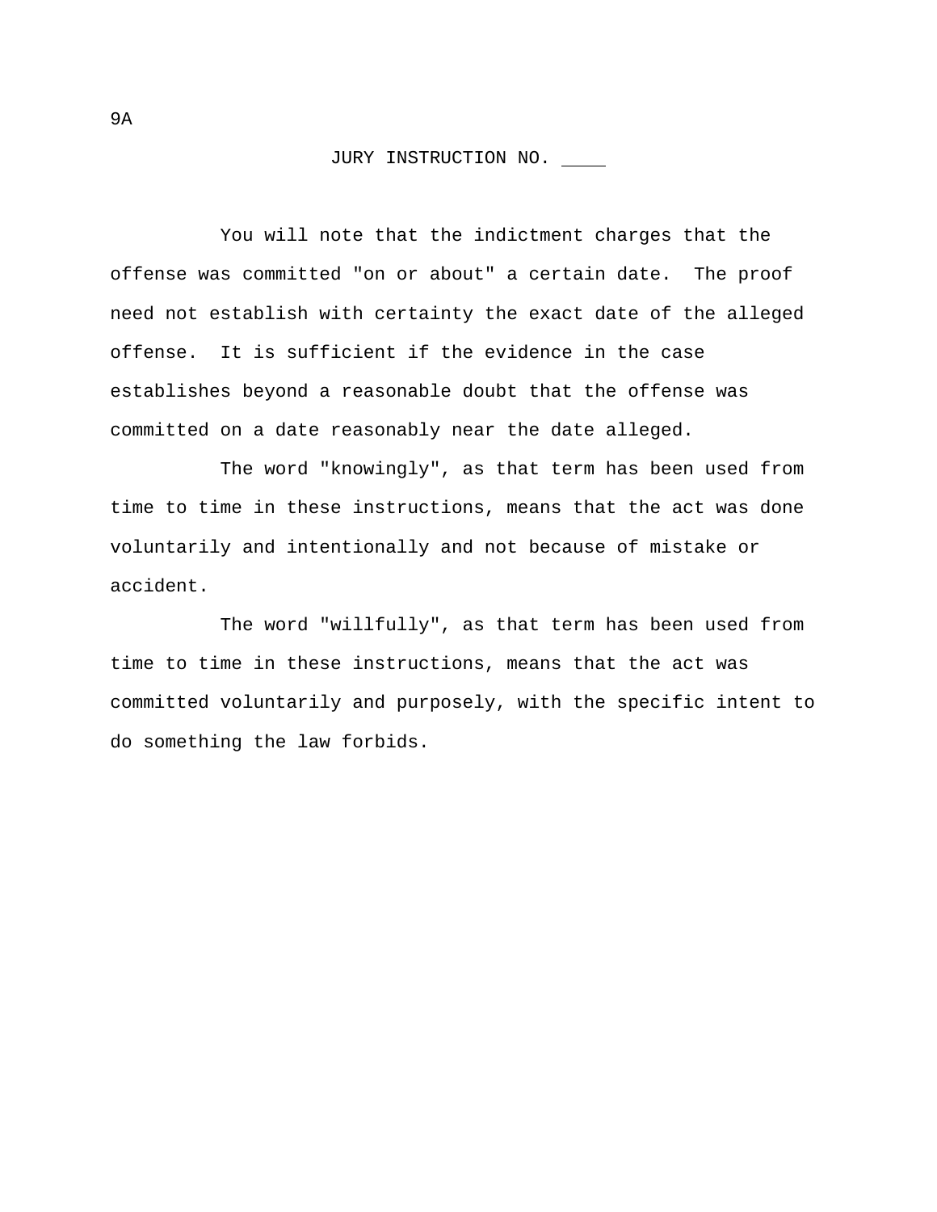9A

JURY INSTRUCTION NO. ____

You will note that the indictment charges that the offense was committed "on or about" a certain date. The proof need not establish with certainty the exact date of the alleged offense. It is sufficient if the evidence in the case establishes beyond a reasonable doubt that the offense was committed on a date reasonably near the date alleged.

The word "knowingly", as that term has been used from time to time in these instructions, means that the act was done voluntarily and intentionally and not because of mistake or accident.

The word "willfully", as that term has been used from time to time in these instructions, means that the act was committed voluntarily and purposely, with the specific intent to do something the law forbids.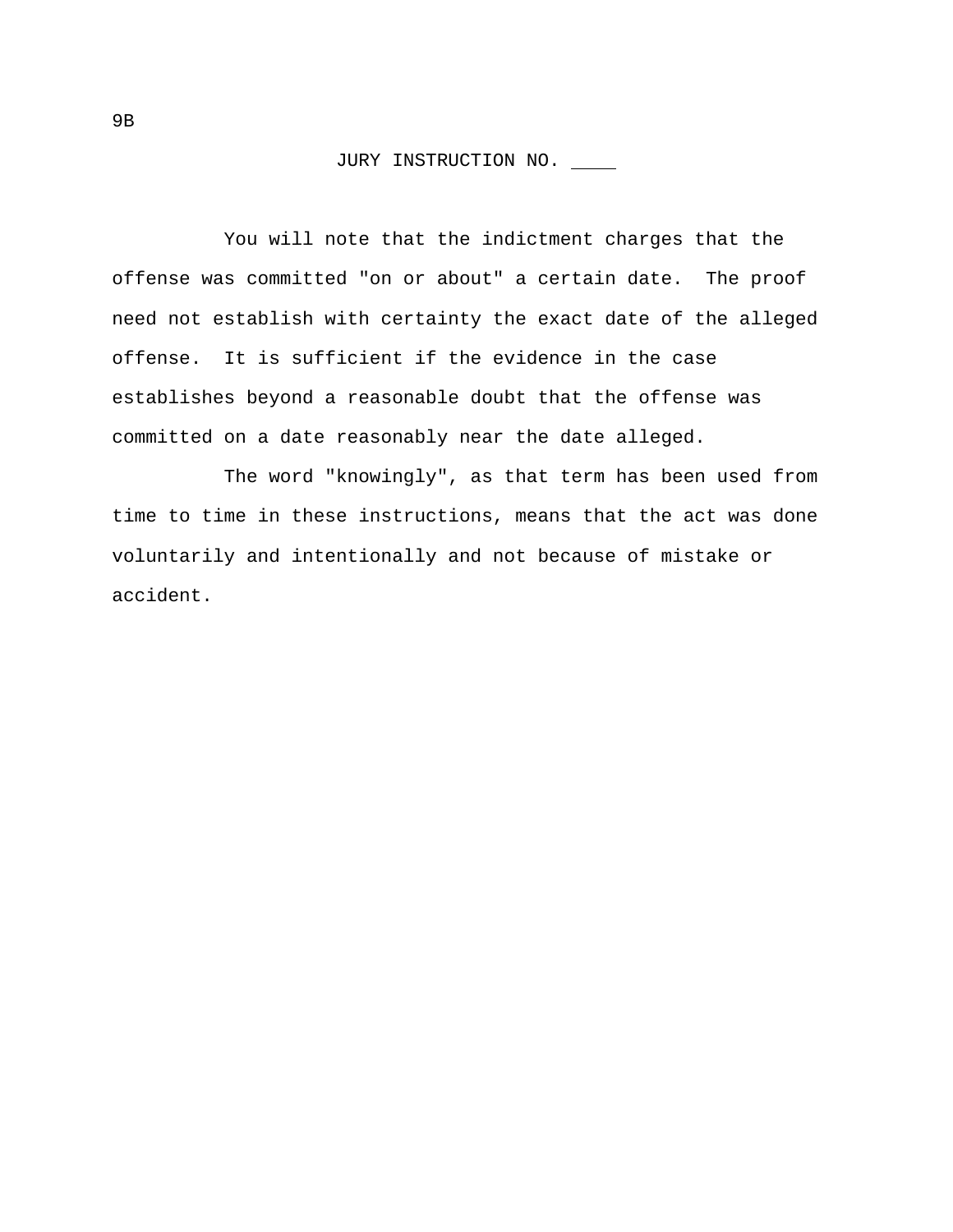9B

JURY INSTRUCTION NO. ____

You will note that the indictment charges that the offense was committed "on or about" a certain date. The proof need not establish with certainty the exact date of the alleged offense. It is sufficient if the evidence in the case establishes beyond a reasonable doubt that the offense was committed on a date reasonably near the date alleged.

The word "knowingly", as that term has been used from time to time in these instructions, means that the act was done voluntarily and intentionally and not because of mistake or accident.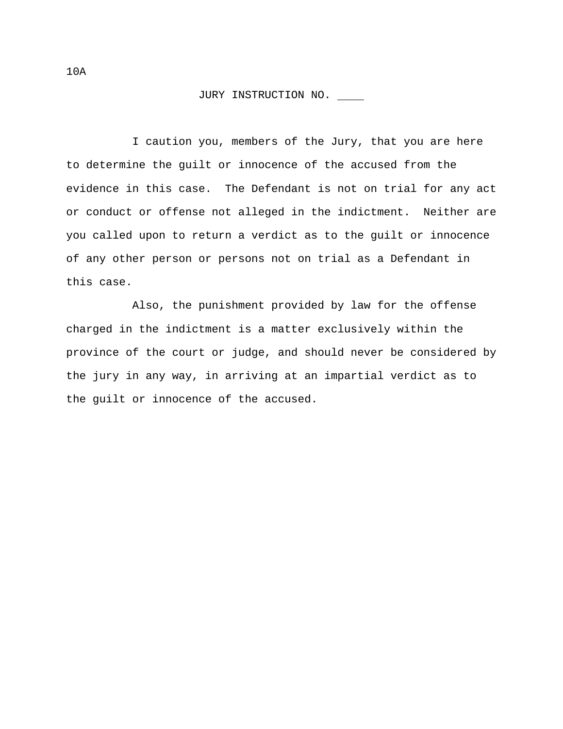10A

JURY INSTRUCTION NO. ____

I caution you, members of the Jury, that you are here to determine the guilt or innocence of the accused from the evidence in this case. The Defendant is not on trial for any act or conduct or offense not alleged in the indictment. Neither are you called upon to return a verdict as to the guilt or innocence of any other person or persons not on trial as a Defendant in this case.

Also, the punishment provided by law for the offense charged in the indictment is a matter exclusively within the province of the court or judge, and should never be considered by the jury in any way, in arriving at an impartial verdict as to the guilt or innocence of the accused.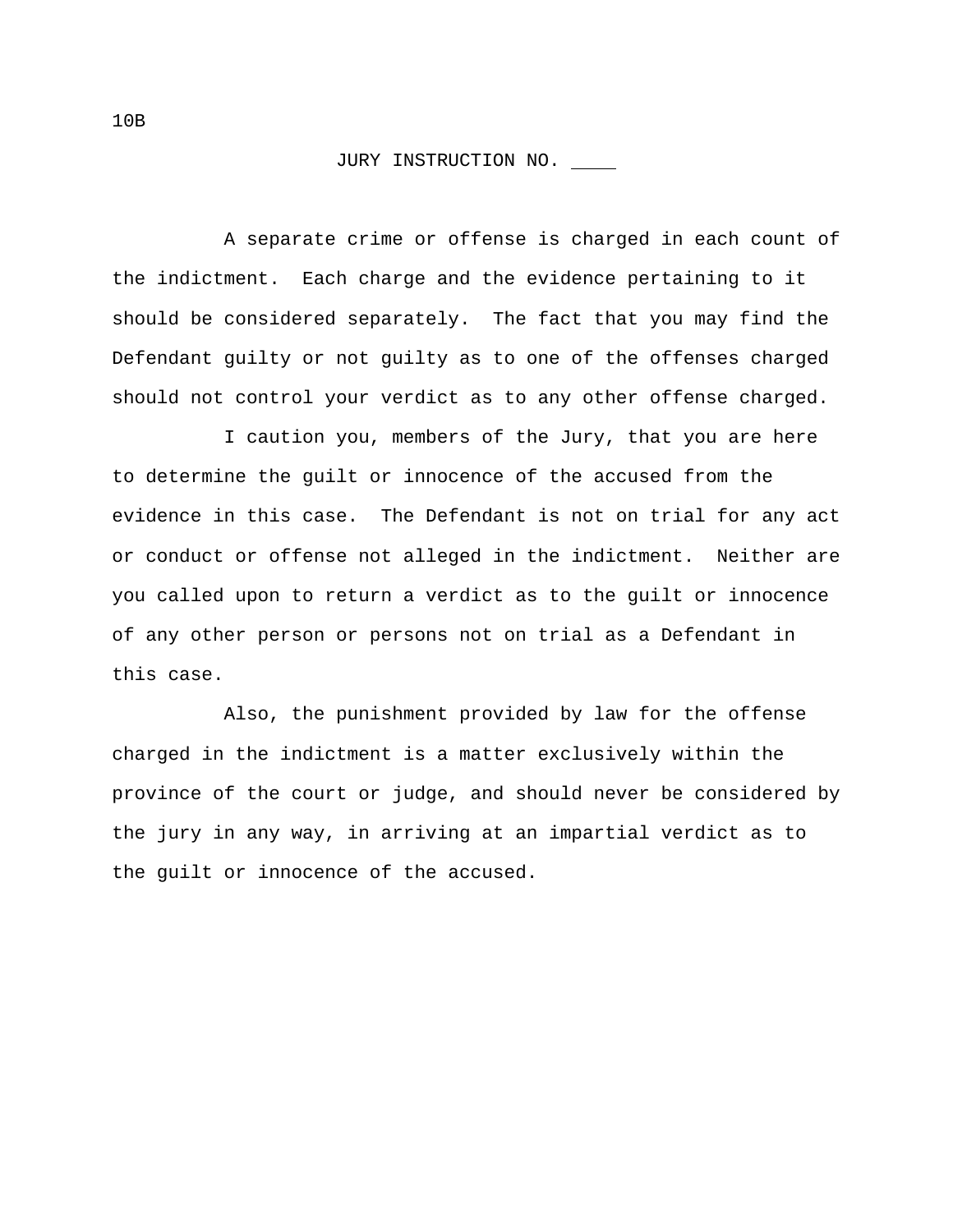10B

JURY INSTRUCTION NO. ____

A separate crime or offense is charged in each count of the indictment. Each charge and the evidence pertaining to it should be considered separately. The fact that you may find the Defendant guilty or not guilty as to one of the offenses charged should not control your verdict as to any other offense charged.

I caution you, members of the Jury, that you are here to determine the guilt or innocence of the accused from the evidence in this case. The Defendant is not on trial for any act or conduct or offense not alleged in the indictment. Neither are you called upon to return a verdict as to the guilt or innocence of any other person or persons not on trial as a Defendant in this case.

Also, the punishment provided by law for the offense charged in the indictment is a matter exclusively within the province of the court or judge, and should never be considered by the jury in any way, in arriving at an impartial verdict as to the guilt or innocence of the accused.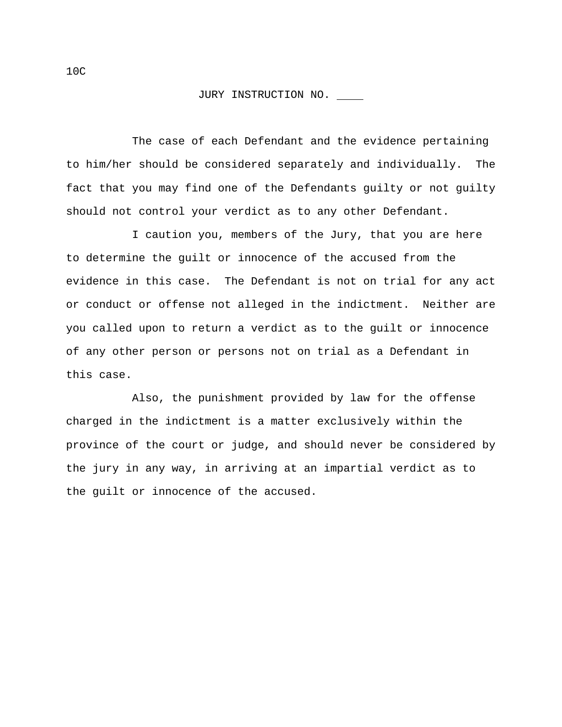10C

JURY INSTRUCTION NO. ____

The case of each Defendant and the evidence pertaining to him/her should be considered separately and individually. The fact that you may find one of the Defendants guilty or not guilty should not control your verdict as to any other Defendant.

I caution you, members of the Jury, that you are here to determine the guilt or innocence of the accused from the evidence in this case. The Defendant is not on trial for any act or conduct or offense not alleged in the indictment. Neither are you called upon to return a verdict as to the guilt or innocence of any other person or persons not on trial as a Defendant in this case.

Also, the punishment provided by law for the offense charged in the indictment is a matter exclusively within the province of the court or judge, and should never be considered by the jury in any way, in arriving at an impartial verdict as to the guilt or innocence of the accused.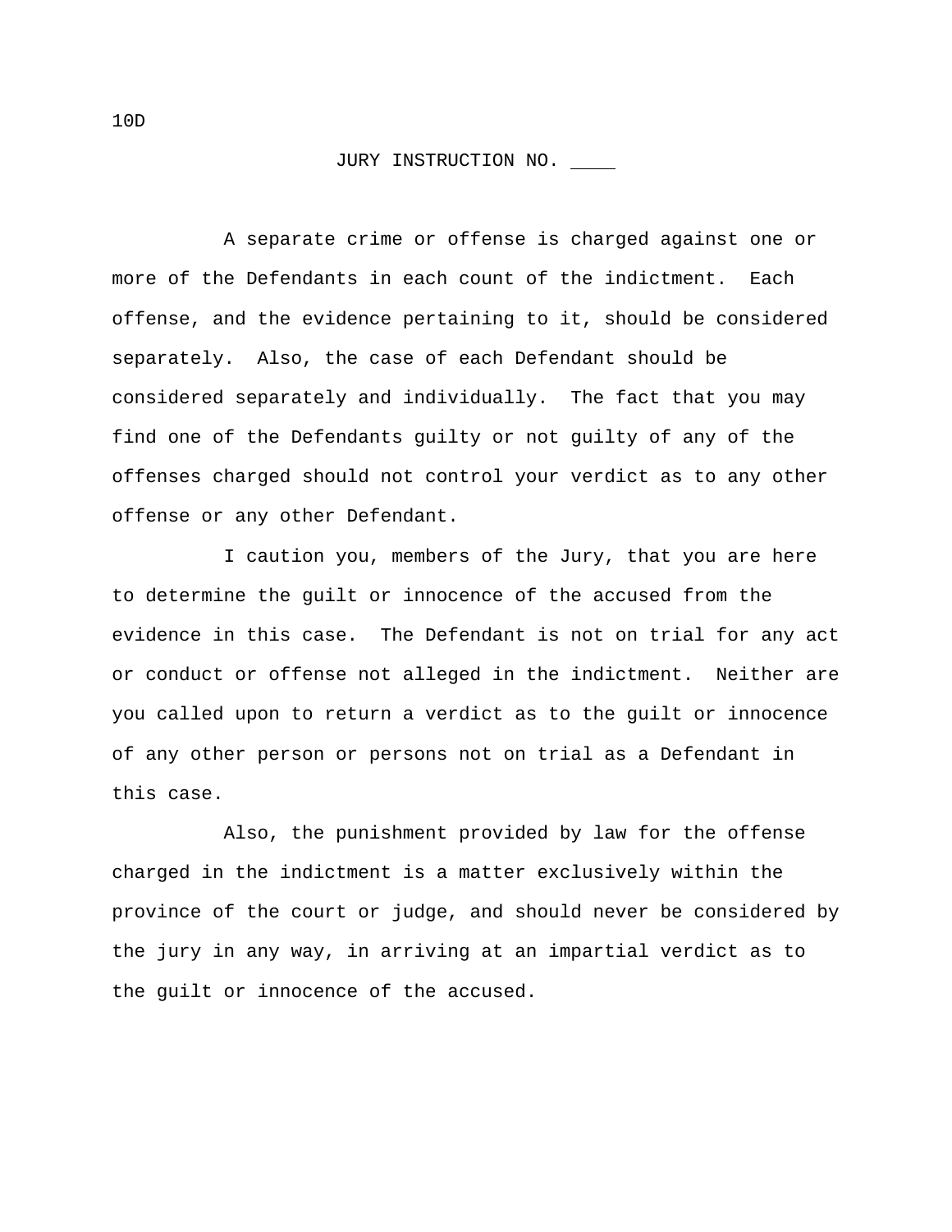10D

JURY INSTRUCTION NO. ____

A separate crime or offense is charged against one or more of the Defendants in each count of the indictment. Each offense, and the evidence pertaining to it, should be considered separately. Also, the case of each Defendant should be considered separately and individually. The fact that you may find one of the Defendants guilty or not guilty of any of the offenses charged should not control your verdict as to any other offense or any other Defendant.

I caution you, members of the Jury, that you are here to determine the guilt or innocence of the accused from the evidence in this case. The Defendant is not on trial for any act or conduct or offense not alleged in the indictment. Neither are you called upon to return a verdict as to the guilt or innocence of any other person or persons not on trial as a Defendant in this case.

Also, the punishment provided by law for the offense charged in the indictment is a matter exclusively within the province of the court or judge, and should never be considered by the jury in any way, in arriving at an impartial verdict as to the guilt or innocence of the accused.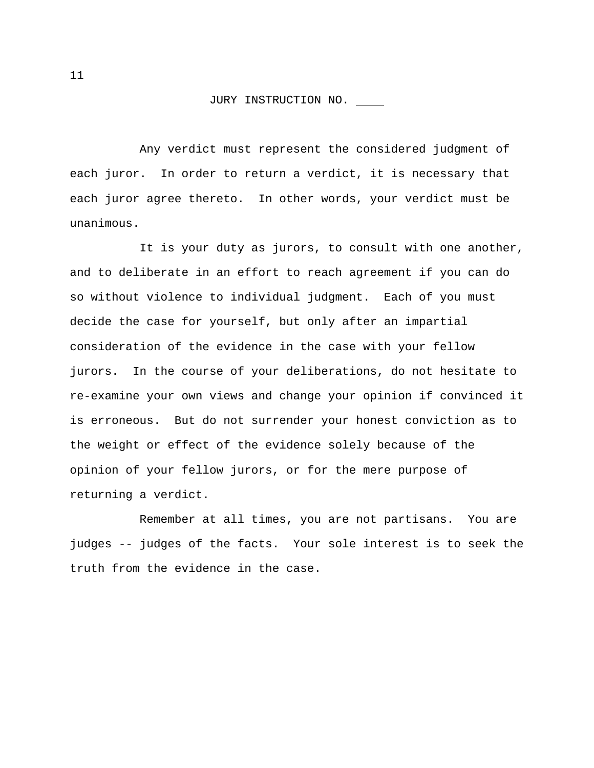JURY INSTRUCTION NO. ____

Any verdict must represent the considered judgment of each juror. In order to return a verdict, it is necessary that each juror agree thereto. In other words, your verdict must be unanimous.

It is your duty as jurors, to consult with one another, and to deliberate in an effort to reach agreement if you can do so without violence to individual judgment. Each of you must decide the case for yourself, but only after an impartial consideration of the evidence in the case with your fellow jurors. In the course of your deliberations, do not hesitate to re-examine your own views and change your opinion if convinced it is erroneous. But do not surrender your honest conviction as to the weight or effect of the evidence solely because of the opinion of your fellow jurors, or for the mere purpose of returning a verdict.

Remember at all times, you are not partisans. You are judges -- judges of the facts. Your sole interest is to seek the truth from the evidence in the case.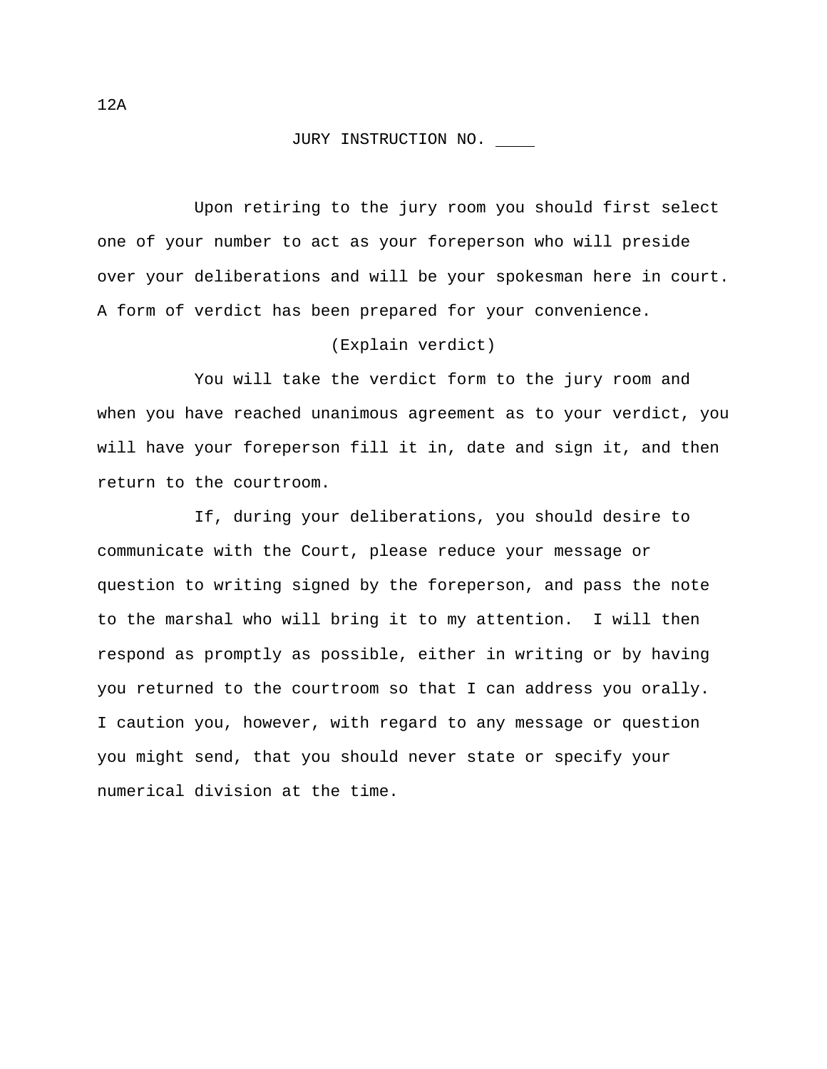12A

JURY INSTRUCTION NO. ____

Upon retiring to the jury room you should first select one of your number to act as your foreperson who will preside over your deliberations and will be your spokesman here in court. A form of verdict has been prepared for your convenience.

(Explain verdict)

You will take the verdict form to the jury room and when you have reached unanimous agreement as to your verdict, you will have your foreperson fill it in, date and sign it, and then return to the courtroom.

If, during your deliberations, you should desire to communicate with the Court, please reduce your message or question to writing signed by the foreperson, and pass the note to the marshal who will bring it to my attention. I will then respond as promptly as possible, either in writing or by having you returned to the courtroom so that I can address you orally. I caution you, however, with regard to any message or question you might send, that you should never state or specify your numerical division at the time.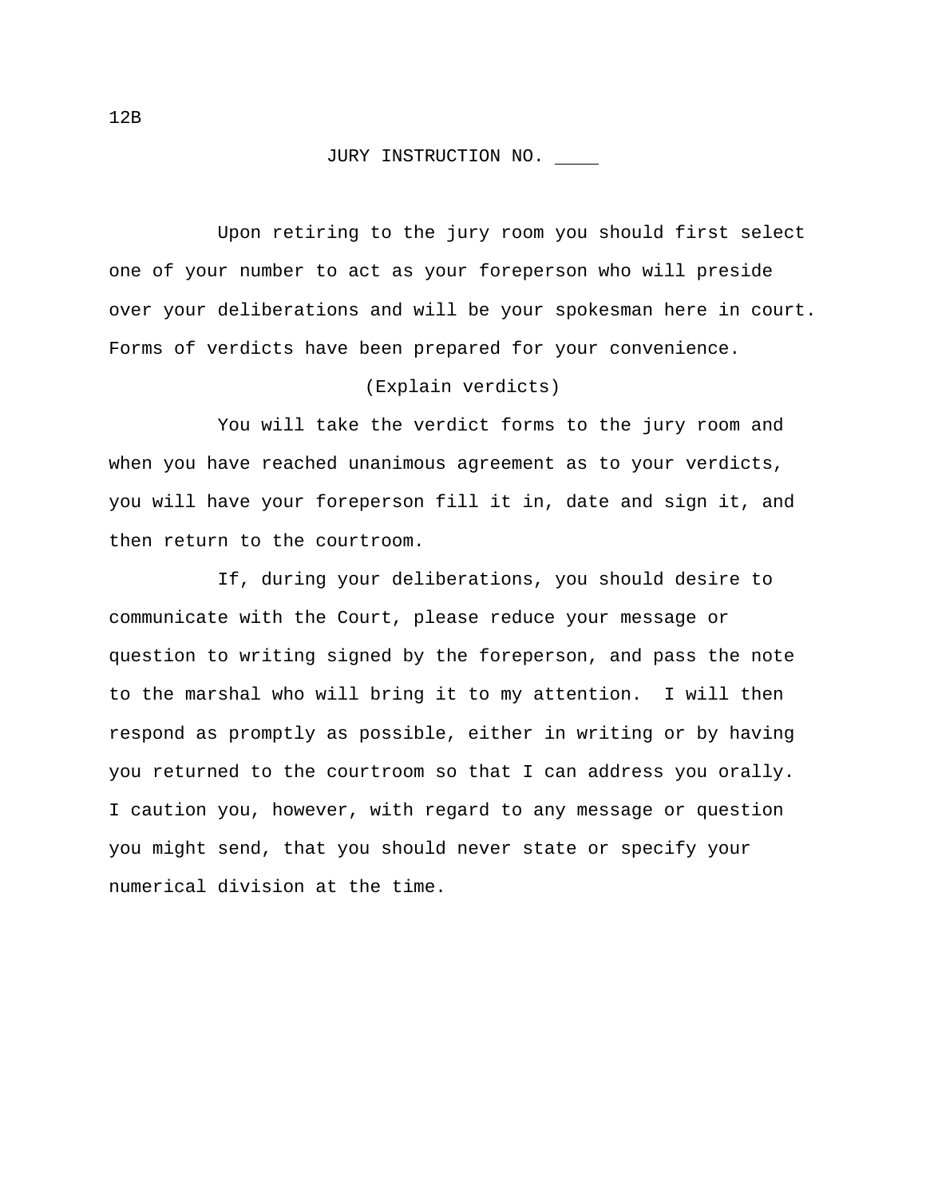12B

JURY INSTRUCTION NO. ____

Upon retiring to the jury room you should first select one of your number to act as your foreperson who will preside over your deliberations and will be your spokesman here in court. Forms of verdicts have been prepared for your convenience.

(Explain verdicts)

You will take the verdict forms to the jury room and when you have reached unanimous agreement as to your verdicts, you will have your foreperson fill it in, date and sign it, and then return to the courtroom.

If, during your deliberations, you should desire to communicate with the Court, please reduce your message or question to writing signed by the foreperson, and pass the note to the marshal who will bring it to my attention. I will then respond as promptly as possible, either in writing or by having you returned to the courtroom so that I can address you orally. I caution you, however, with regard to any message or question you might send, that you should never state or specify your numerical division at the time.